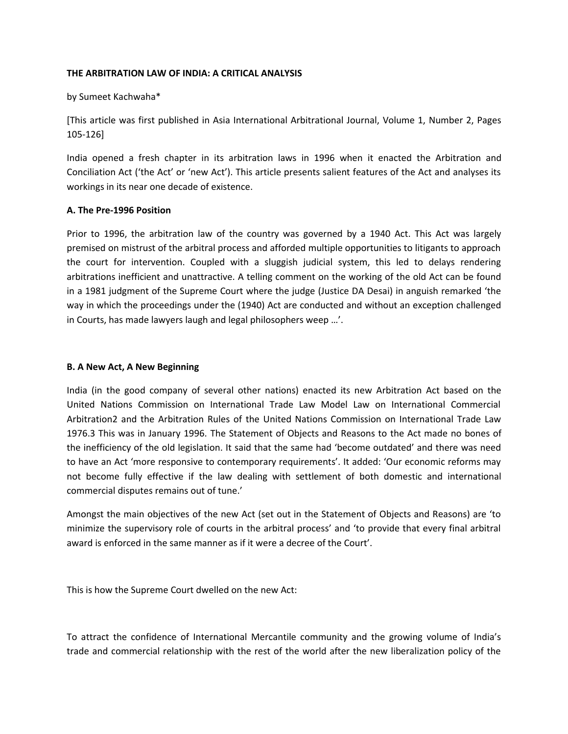**THE ARBITRATION LAW OF INDIA: A CRITICAL ANALYSIS**

by Sumeet Kachwaha*

[This article was first published in Asia International Arbitrational Journal, Volume 1, Number 2, Pages 105-126]

India opened a fresh chapter in its arbitration laws in 1996 when it enacted the Arbitration and Conciliation Act ('the Act' or 'new Act'). This article presents salient features of the Act and analyses its workings in its near one decade of existence.

**A. The Pre-1996 Position**

Prior to 1996, the arbitration law of the country was governed by a 1940 Act. This Act was largely premised on mistrust of the arbitral process and afforded multiple opportunities to litigants to approach the court for intervention. Coupled with a sluggish judicial system, this led to delays rendering arbitrations inefficient and unattractive. A telling comment on the working of the old Act can be found in a 1981 judgment of the Supreme Court where the judge (Justice DA Desai) in anguish remarked 'the way in which the proceedings under the (1940) Act are conducted and without an exception challenged in Courts, has made lawyers laugh and legal philosophers weep …'.

**B. A New Act, A New Beginning**

India (in the good company of several other nations) enacted its new Arbitration Act based on the United Nations Commission on International Trade Law Model Law on International Commercial Arbitration[2] and the Arbitration Rules of the United Nations Commission on International Trade Law 1976.[3] This was in January 1996. The Statement of Objects and Reasons to the Act made no bones of the inefficiency of the old legislation. It said that the same had 'become outdated' and there was need to have an Act 'more responsive to contemporary requirements'. It added: 'Our economic reforms may not become fully effective if the law dealing with settlement of both domestic and international commercial disputes remains out of tune.'

Amongst the main objectives of the new Act (set out in the Statement of Objects and Reasons) are 'to minimize the supervisory role of courts in the arbitral process' and 'to provide that every final arbitral award is enforced in the same manner as if it were a decree of the Court'.

This is how the Supreme Court dwelled on the new Act:

To attract the confidence of International Mercantile community and the growing volume of India's trade and commercial relationship with the rest of the world after the new liberalization policy of the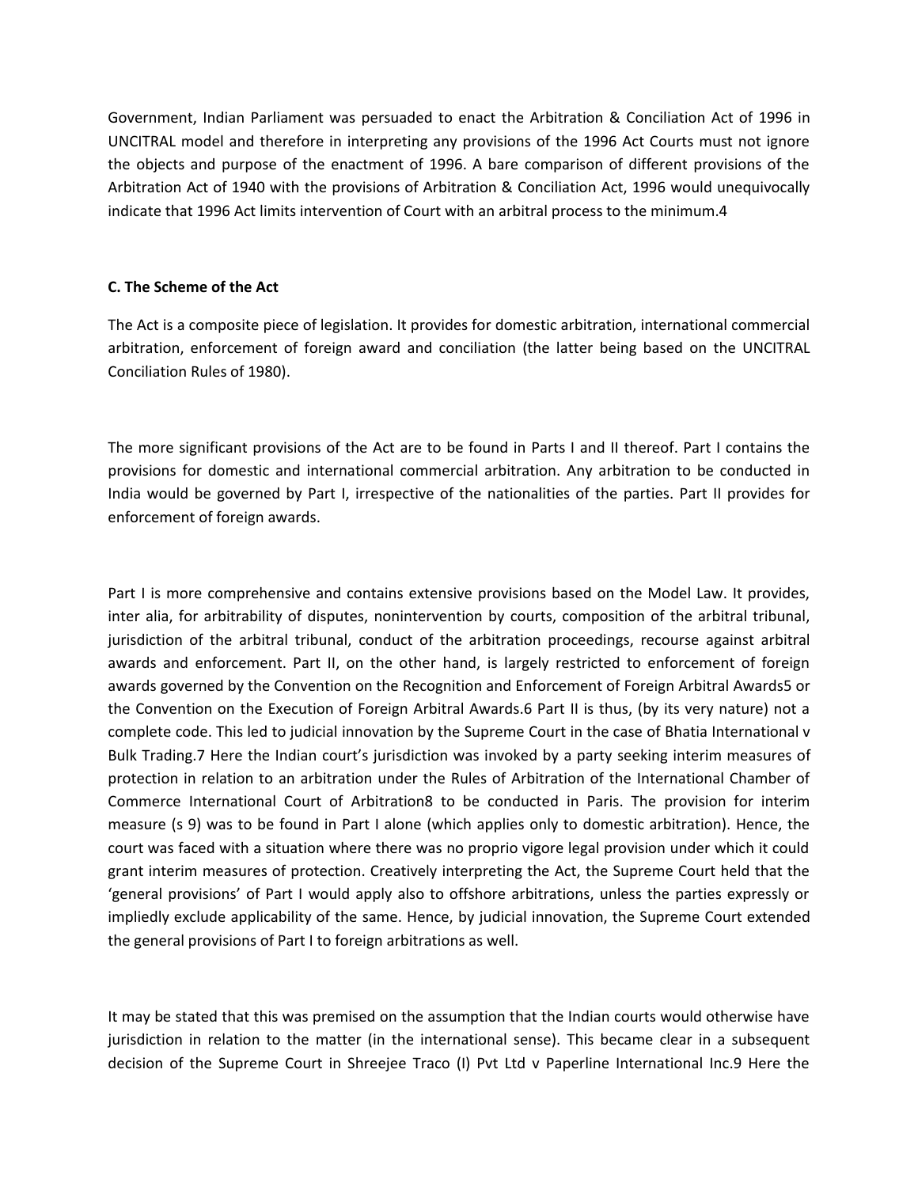Government, Indian Parliament was persuaded to enact the Arbitration & Conciliation Act of 1996 in UNCITRAL model and therefore in interpreting any provisions of the 1996 Act Courts must not ignore the objects and purpose of the enactment of 1996. A bare comparison of different provisions of the Arbitration Act of 1940 with the provisions of Arbitration & Conciliation Act, 1996 would unequivocally indicate that 1996 Act limits intervention of Court with an arbitral process to the minimum.[4]

**C. The Scheme of the Act**

The Act is a composite piece of legislation. It provides for domestic arbitration, international commercial arbitration, enforcement of foreign award and conciliation (the latter being based on the UNCITRAL Conciliation Rules of 1980).

The more significant provisions of the Act are to be found in Parts I and II thereof. Part I contains the provisions for domestic and international commercial arbitration. Any arbitration to be conducted in India would be governed by Part I, irrespective of the nationalities of the parties. Part II provides for enforcement of foreign awards.

Part I is more comprehensive and contains extensive provisions based on the Model Law. It provides, inter alia, for arbitrability of disputes, nonintervention by courts, composition of the arbitral tribunal, jurisdiction of the arbitral tribunal, conduct of the arbitration proceedings, recourse against arbitral awards and enforcement. Part II, on the other hand, is largely restricted to enforcement of foreign awards governed by the Convention on the Recognition and Enforcement of Foreign Arbitral Awards[5] or the Convention on the Execution of Foreign Arbitral Awards.[6] Part II is thus, (by its very nature) not a complete code. This led to judicial innovation by the Supreme Court in the case of Bhatia International v Bulk Trading.[7] Here the Indian court's jurisdiction was invoked by a party seeking interim measures of protection in relation to an arbitration under the Rules of Arbitration of the International Chamber of Commerce International Court of Arbitration[8] to be conducted in Paris. The provision for interim measure (s 9) was to be found in Part I alone (which applies only to domestic arbitration). Hence, the court was faced with a situation where there was no proprio vigore legal provision under which it could grant interim measures of protection. Creatively interpreting the Act, the Supreme Court held that the 'general provisions' of Part I would apply also to offshore arbitrations, unless the parties expressly or impliedly exclude applicability of the same. Hence, by judicial innovation, the Supreme Court extended the general provisions of Part I to foreign arbitrations as well.

It may be stated that this was premised on the assumption that the Indian courts would otherwise have jurisdiction in relation to the matter (in the international sense). This became clear in a subsequent decision of the Supreme Court in Shreejee Traco (I) Pvt Ltd v Paperline International Inc.[9] Here the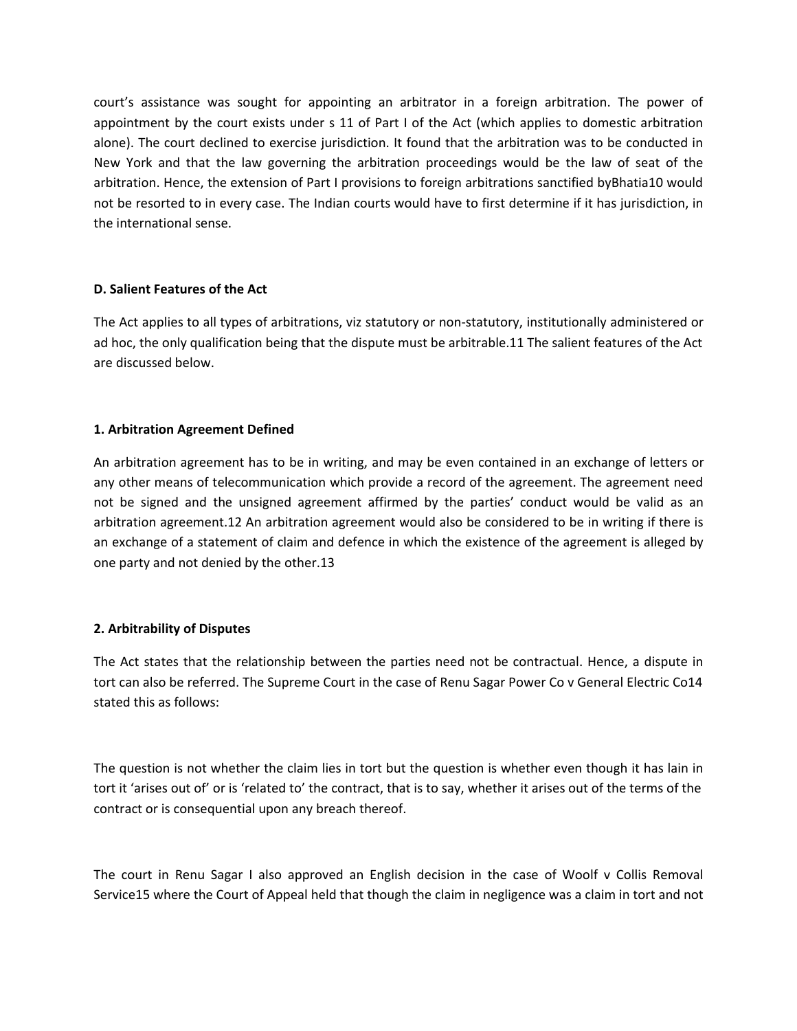court's assistance was sought for appointing an arbitrator in a foreign arbitration. The power of appointment by the court exists under s 11 of Part I of the Act (which applies to domestic arbitration alone). The court declined to exercise jurisdiction. It found that the arbitration was to be conducted in New York and that the law governing the arbitration proceedings would be the law of seat of the arbitration. Hence, the extension of Part I provisions to foreign arbitrations sanctified byBhatia[10] would not be resorted to in every case. The Indian courts would have to first determine if it has jurisdiction, in the international sense.

**D. Salient Features of the Act**

The Act applies to all types of arbitrations, viz statutory or non-statutory, institutionally administered or ad hoc, the only qualification being that the dispute must be arbitrable.[11] The salient features of the Act are discussed below.

**1. Arbitration Agreement Defined**

An arbitration agreement has to be in writing, and may be even contained in an exchange of letters or any other means of telecommunication which provide a record of the agreement. The agreement need not be signed and the unsigned agreement affirmed by the parties' conduct would be valid as an arbitration agreement.[12] An arbitration agreement would also be considered to be in writing if there is an exchange of a statement of claim and defence in which the existence of the agreement is alleged by one party and not denied by the other.[13]

**2. Arbitrability of Disputes**

The Act states that the relationship between the parties need not be contractual. Hence, a dispute in tort can also be referred. The Supreme Court in the case of Renu Sagar Power Co v General Electric Co[14] stated this as follows:

The question is not whether the claim lies in tort but the question is whether even though it has lain in tort it 'arises out of' or is 'related to' the contract, that is to say, whether it arises out of the terms of the contract or is consequential upon any breach thereof.

The court in Renu Sagar I also approved an English decision in the case of Woolf v Collis Removal Service[15] where the Court of Appeal held that though the claim in negligence was a claim in tort and not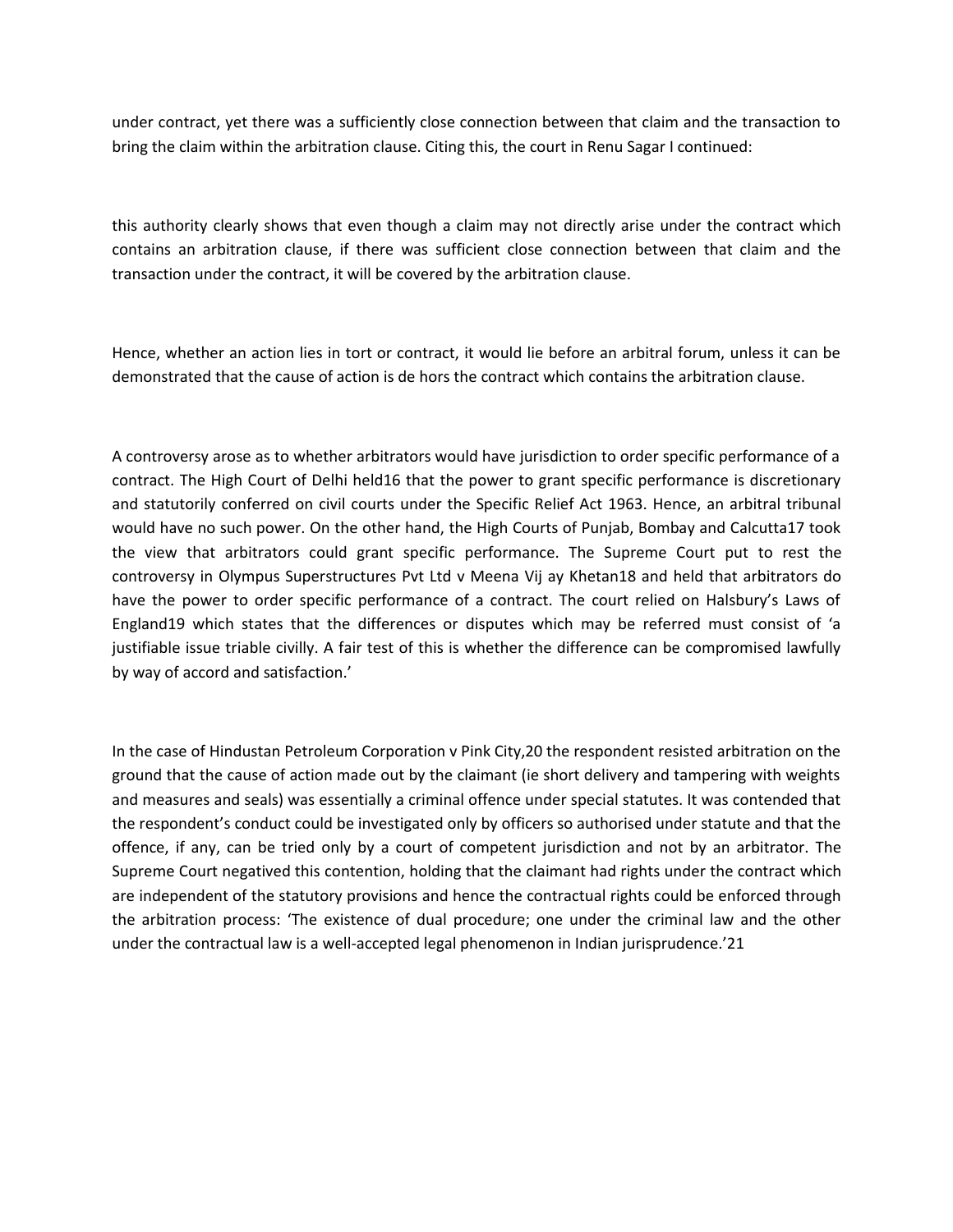under contract, yet there was a sufficiently close connection between that claim and the transaction to bring the claim within the arbitration clause. Citing this, the court in Renu Sagar I continued:

this authority clearly shows that even though a claim may not directly arise under the contract which contains an arbitration clause, if there was sufficient close connection between that claim and the transaction under the contract, it will be covered by the arbitration clause.

Hence, whether an action lies in tort or contract, it would lie before an arbitral forum, unless it can be demonstrated that the cause of action is de hors the contract which contains the arbitration clause.

A controversy arose as to whether arbitrators would have jurisdiction to order specific performance of a contract. The High Court of Delhi held[16] that the power to grant specific performance is discretionary and statutorily conferred on civil courts under the Specific Relief Act 1963. Hence, an arbitral tribunal would have no such power. On the other hand, the High Courts of Punjab, Bombay and Calcutta[17] took the view that arbitrators could grant specific performance. The Supreme Court put to rest the controversy in Olympus Superstructures Pvt Ltd v Meena Vij ay Khetan[18] and held that arbitrators do have the power to order specific performance of a contract. The court relied on Halsbury's Laws of England[19] which states that the differences or disputes which may be referred must consist of 'a justifiable issue triable civilly. A fair test of this is whether the difference can be compromised lawfully by way of accord and satisfaction.'

In the case of Hindustan Petroleum Corporation v Pink City,[20] the respondent resisted arbitration on the ground that the cause of action made out by the claimant (ie short delivery and tampering with weights and measures and seals) was essentially a criminal offence under special statutes. It was contended that the respondent's conduct could be investigated only by officers so authorised under statute and that the offence, if any, can be tried only by a court of competent jurisdiction and not by an arbitrator. The Supreme Court negatived this contention, holding that the claimant had rights under the contract which are independent of the statutory provisions and hence the contractual rights could be enforced through the arbitration process: 'The existence of dual procedure; one under the criminal law and the other under the contractual law is a well-accepted legal phenomenon in Indian jurisprudence.'[21]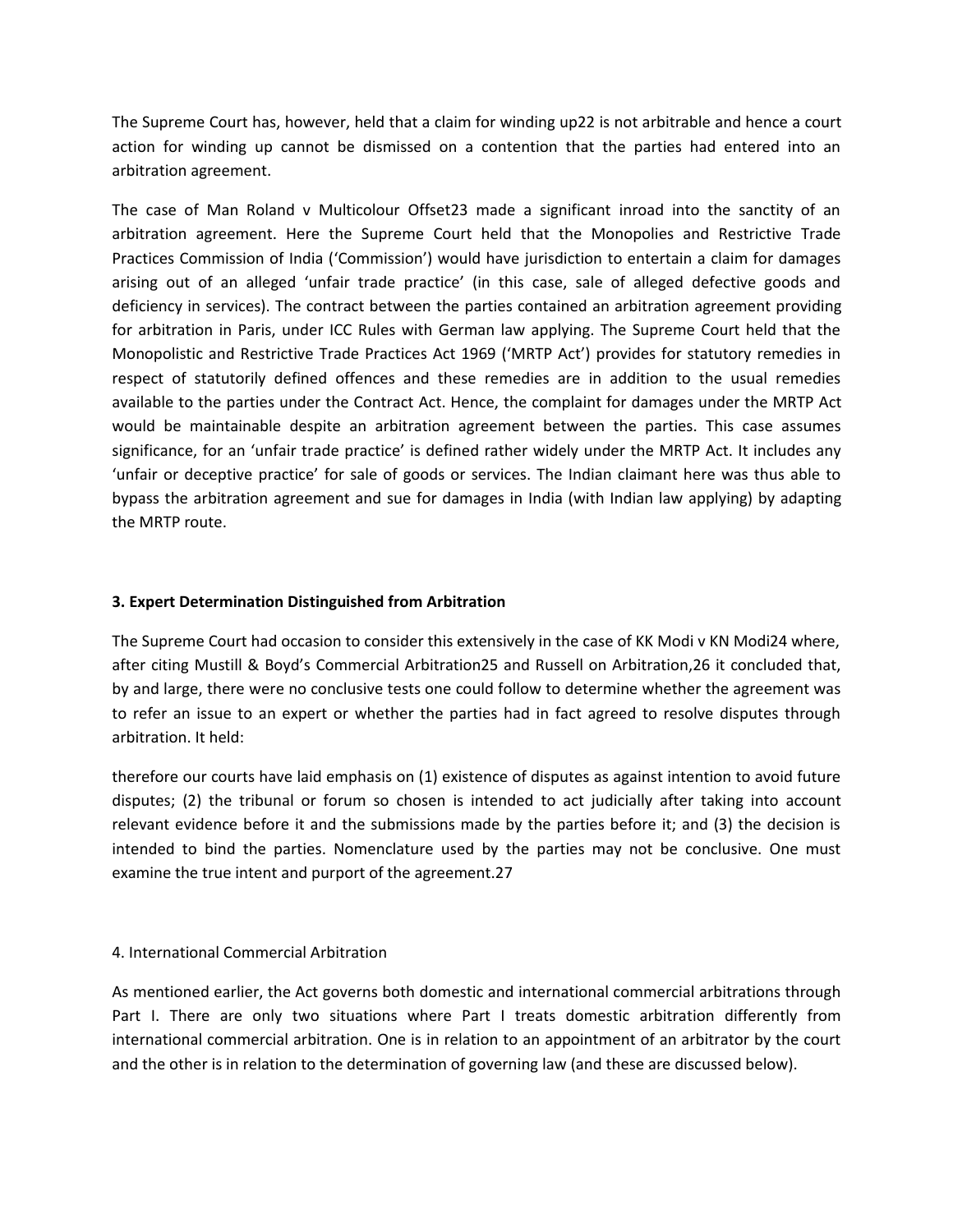The Supreme Court has, however, held that a claim for winding up[22] is not arbitrable and hence a court action for winding up cannot be dismissed on a contention that the parties had entered into an arbitration agreement.

The case of Man Roland v Multicolour Offset[23] made a significant inroad into the sanctity of an arbitration agreement. Here the Supreme Court held that the Monopolies and Restrictive Trade Practices Commission of India ('Commission') would have jurisdiction to entertain a claim for damages arising out of an alleged 'unfair trade practice' (in this case, sale of alleged defective goods and deficiency in services). The contract between the parties contained an arbitration agreement providing for arbitration in Paris, under ICC Rules with German law applying. The Supreme Court held that the Monopolistic and Restrictive Trade Practices Act 1969 ('MRTP Act') provides for statutory remedies in respect of statutorily defined offences and these remedies are in addition to the usual remedies available to the parties under the Contract Act. Hence, the complaint for damages under the MRTP Act would be maintainable despite an arbitration agreement between the parties. This case assumes significance, for an 'unfair trade practice' is defined rather widely under the MRTP Act. It includes any 'unfair or deceptive practice' for sale of goods or services. The Indian claimant here was thus able to bypass the arbitration agreement and sue for damages in India (with Indian law applying) by adapting the MRTP route.

### 3. Expert Determination Distinguished from Arbitration

The Supreme Court had occasion to consider this extensively in the case of KK Modi v KN Modi[24] where, after citing Mustill & Boyd's Commercial Arbitration[25] and Russell on Arbitration,[26] it concluded that, by and large, there were no conclusive tests one could follow to determine whether the agreement was to refer an issue to an expert or whether the parties had in fact agreed to resolve disputes through arbitration. It held:

therefore our courts have laid emphasis on (1) existence of disputes as against intention to avoid future disputes; (2) the tribunal or forum so chosen is intended to act judicially after taking into account relevant evidence before it and the submissions made by the parties before it; and (3) the decision is intended to bind the parties. Nomenclature used by the parties may not be conclusive. One must examine the true intent and purport of the agreement.[27]

### 4. International Commercial Arbitration

As mentioned earlier, the Act governs both domestic and international commercial arbitrations through Part I. There are only two situations where Part I treats domestic arbitration differently from international commercial arbitration. One is in relation to an appointment of an arbitrator by the court and the other is in relation to the determination of governing law (and these are discussed below).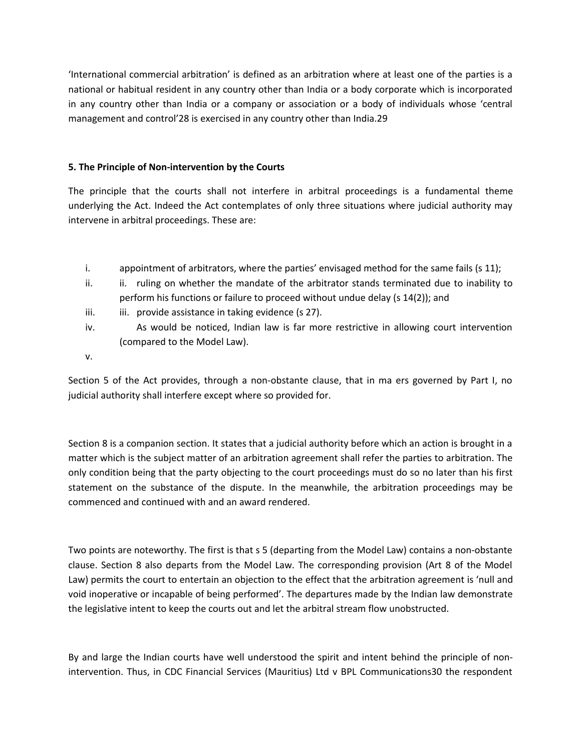'International commercial arbitration' is defined as an arbitration where at least one of the parties is a national or habitual resident in any country other than India or a body corporate which is incorporated in any country other than India or a company or association or a body of individuals whose 'central management and control'28 is exercised in any country other than India.29

**5. The Principle of Non-intervention by the Courts**

The principle that the courts shall not interfere in arbitral proceedings is a fundamental theme underlying the Act. Indeed the Act contemplates of only three situations where judicial authority may intervene in arbitral proceedings. These are:

i. appointment of arbitrators, where the parties' envisaged method for the same fails (s 11);

ii. ii. ruling on whether the mandate of the arbitrator stands terminated due to inability to perform his functions or failure to proceed without undue delay (s 14(2)); and

iii. iii. provide assistance in taking evidence (s 27).

iv. As would be noticed, Indian law is far more restrictive in allowing court intervention (compared to the Model Law).

v.

Section 5 of the Act provides, through a non-obstante clause, that in ma ers governed by Part I, no judicial authority shall interfere except where so provided for.

Section 8 is a companion section. It states that a judicial authority before which an action is brought in a matter which is the subject matter of an arbitration agreement shall refer the parties to arbitration. The only condition being that the party objecting to the court proceedings must do so no later than his first statement on the substance of the dispute. In the meanwhile, the arbitration proceedings may be commenced and continued with and an award rendered.

Two points are noteworthy. The first is that s 5 (departing from the Model Law) contains a non-obstante clause. Section 8 also departs from the Model Law. The corresponding provision (Art 8 of the Model Law) permits the court to entertain an objection to the effect that the arbitration agreement is 'null and void inoperative or incapable of being performed'. The departures made by the Indian law demonstrate the legislative intent to keep the courts out and let the arbitral stream flow unobstructed.

By and large the Indian courts have well understood the spirit and intent behind the principle of non-intervention. Thus, in CDC Financial Services (Mauritius) Ltd v BPL Communications30 the respondent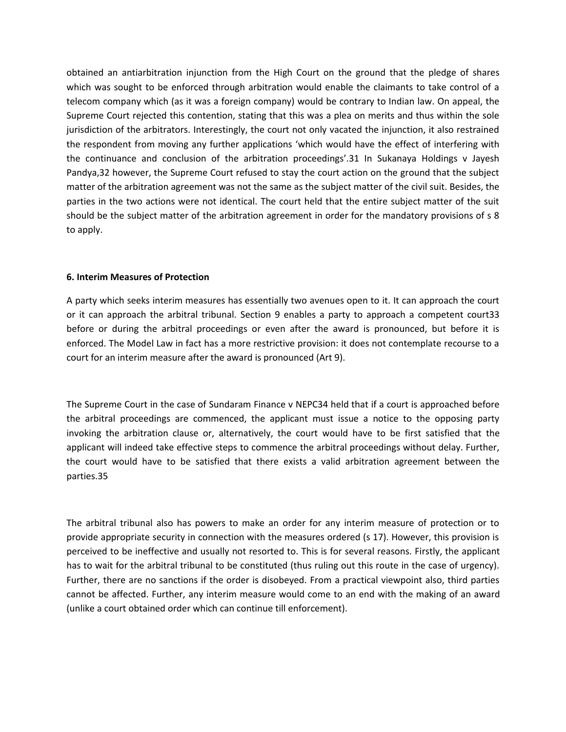obtained an antiarbitration injunction from the High Court on the ground that the pledge of shares which was sought to be enforced through arbitration would enable the claimants to take control of a telecom company which (as it was a foreign company) would be contrary to Indian law. On appeal, the Supreme Court rejected this contention, stating that this was a plea on merits and thus within the sole jurisdiction of the arbitrators. Interestingly, the court not only vacated the injunction, it also restrained the respondent from moving any further applications 'which would have the effect of interfering with the continuance and conclusion of the arbitration proceedings'.[31] In Sukanaya Holdings v Jayesh Pandya,[32] however, the Supreme Court refused to stay the court action on the ground that the subject matter of the arbitration agreement was not the same as the subject matter of the civil suit. Besides, the parties in the two actions were not identical. The court held that the entire subject matter of the suit should be the subject matter of the arbitration agreement in order for the mandatory provisions of s 8 to apply.

**6. Interim Measures of Protection**

A party which seeks interim measures has essentially two avenues open to it. It can approach the court or it can approach the arbitral tribunal. Section 9 enables a party to approach a competent court[33] before or during the arbitral proceedings or even after the award is pronounced, but before it is enforced. The Model Law in fact has a more restrictive provision: it does not contemplate recourse to a court for an interim measure after the award is pronounced (Art 9).

The Supreme Court in the case of Sundaram Finance v NEPC[34] held that if a court is approached before the arbitral proceedings are commenced, the applicant must issue a notice to the opposing party invoking the arbitration clause or, alternatively, the court would have to be first satisfied that the applicant will indeed take effective steps to commence the arbitral proceedings without delay. Further, the court would have to be satisfied that there exists a valid arbitration agreement between the parties.[35]

The arbitral tribunal also has powers to make an order for any interim measure of protection or to provide appropriate security in connection with the measures ordered (s 17). However, this provision is perceived to be ineffective and usually not resorted to. This is for several reasons. Firstly, the applicant has to wait for the arbitral tribunal to be constituted (thus ruling out this route in the case of urgency). Further, there are no sanctions if the order is disobeyed. From a practical viewpoint also, third parties cannot be affected. Further, any interim measure would come to an end with the making of an award (unlike a court obtained order which can continue till enforcement).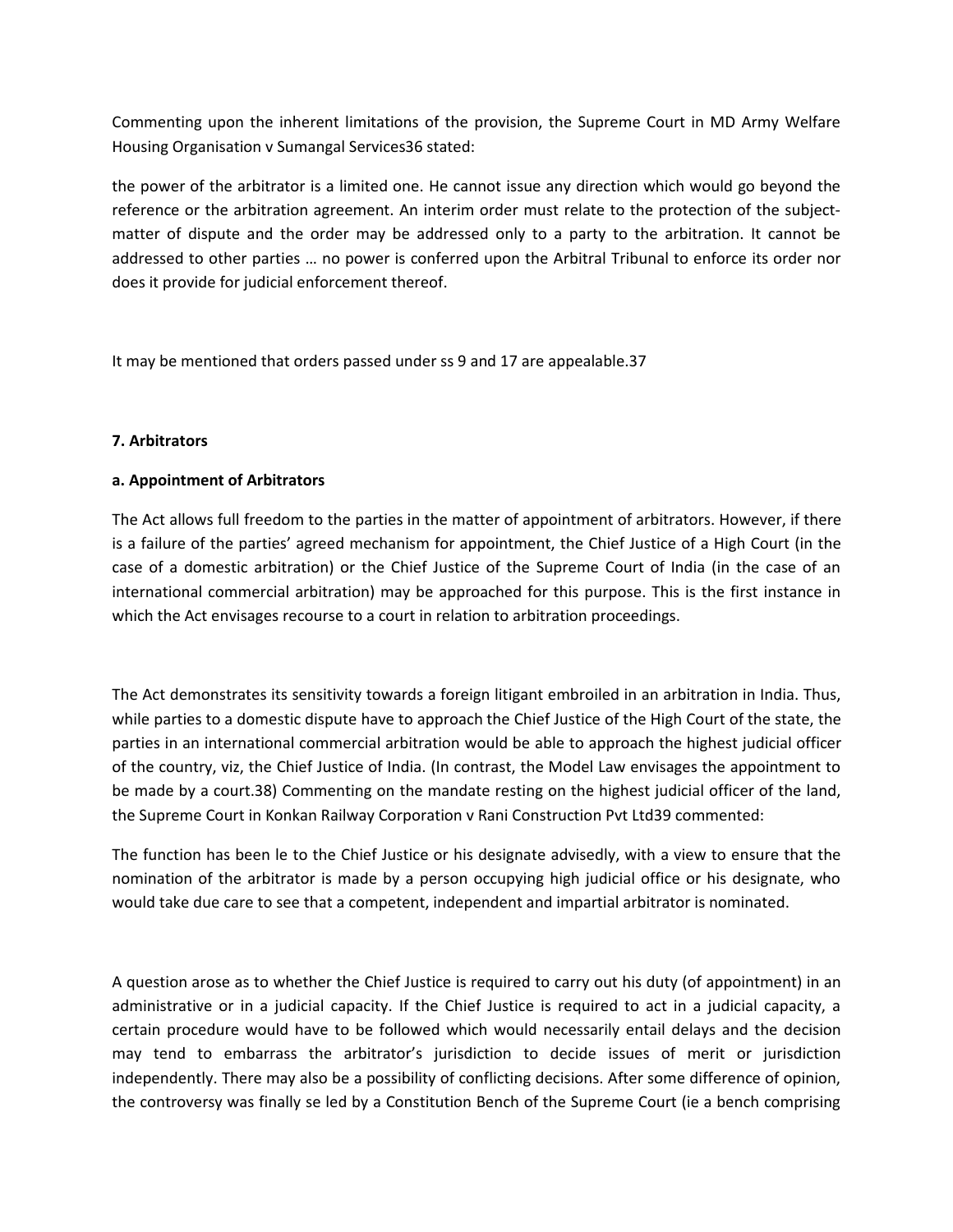Commenting upon the inherent limitations of the provision, the Supreme Court in MD Army Welfare Housing Organisation v Sumangal Services36 stated:

the power of the arbitrator is a limited one. He cannot issue any direction which would go beyond the reference or the arbitration agreement. An interim order must relate to the protection of the subject-matter of dispute and the order may be addressed only to a party to the arbitration. It cannot be addressed to other parties … no power is conferred upon the Arbitral Tribunal to enforce its order nor does it provide for judicial enforcement thereof.

It may be mentioned that orders passed under ss 9 and 17 are appealable.37

**7. Arbitrators**

**a. Appointment of Arbitrators**

The Act allows full freedom to the parties in the matter of appointment of arbitrators. However, if there is a failure of the parties' agreed mechanism for appointment, the Chief Justice of a High Court (in the case of a domestic arbitration) or the Chief Justice of the Supreme Court of India (in the case of an international commercial arbitration) may be approached for this purpose. This is the first instance in which the Act envisages recourse to a court in relation to arbitration proceedings.

The Act demonstrates its sensitivity towards a foreign litigant embroiled in an arbitration in India. Thus, while parties to a domestic dispute have to approach the Chief Justice of the High Court of the state, the parties in an international commercial arbitration would be able to approach the highest judicial officer of the country, viz, the Chief Justice of India. (In contrast, the Model Law envisages the appointment to be made by a court.38) Commenting on the mandate resting on the highest judicial officer of the land, the Supreme Court in Konkan Railway Corporation v Rani Construction Pvt Ltd39 commented:

The function has been le to the Chief Justice or his designate advisedly, with a view to ensure that the nomination of the arbitrator is made by a person occupying high judicial office or his designate, who would take due care to see that a competent, independent and impartial arbitrator is nominated.

A question arose as to whether the Chief Justice is required to carry out his duty (of appointment) in an administrative or in a judicial capacity. If the Chief Justice is required to act in a judicial capacity, a certain procedure would have to be followed which would necessarily entail delays and the decision may tend to embarrass the arbitrator's jurisdiction to decide issues of merit or jurisdiction independently. There may also be a possibility of conflicting decisions. After some difference of opinion, the controversy was finally se led by a Constitution Bench of the Supreme Court (ie a bench comprising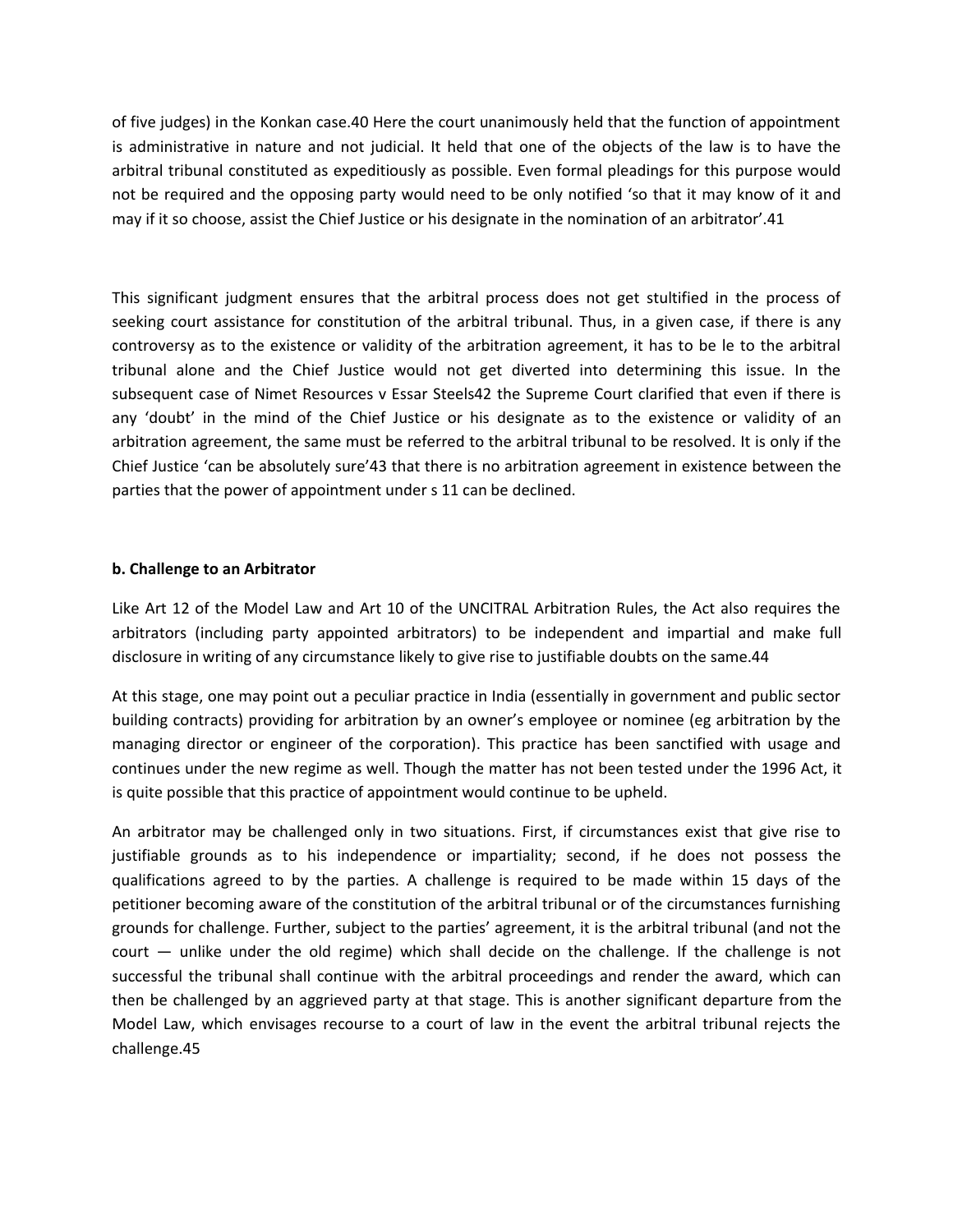of five judges) in the Konkan case.40 Here the court unanimously held that the function of appointment is administrative in nature and not judicial. It held that one of the objects of the law is to have the arbitral tribunal constituted as expeditiously as possible. Even formal pleadings for this purpose would not be required and the opposing party would need to be only notified 'so that it may know of it and may if it so choose, assist the Chief Justice or his designate in the nomination of an arbitrator'.41

This significant judgment ensures that the arbitral process does not get stultified in the process of seeking court assistance for constitution of the arbitral tribunal. Thus, in a given case, if there is any controversy as to the existence or validity of the arbitration agreement, it has to be le to the arbitral tribunal alone and the Chief Justice would not get diverted into determining this issue. In the subsequent case of Nimet Resources v Essar Steels42 the Supreme Court clarified that even if there is any 'doubt' in the mind of the Chief Justice or his designate as to the existence or validity of an arbitration agreement, the same must be referred to the arbitral tribunal to be resolved. It is only if the Chief Justice 'can be absolutely sure'43 that there is no arbitration agreement in existence between the parties that the power of appointment under s 11 can be declined.

**b. Challenge to an Arbitrator**

Like Art 12 of the Model Law and Art 10 of the UNCITRAL Arbitration Rules, the Act also requires the arbitrators (including party appointed arbitrators) to be independent and impartial and make full disclosure in writing of any circumstance likely to give rise to justifiable doubts on the same.44

At this stage, one may point out a peculiar practice in India (essentially in government and public sector building contracts) providing for arbitration by an owner's employee or nominee (eg arbitration by the managing director or engineer of the corporation). This practice has been sanctified with usage and continues under the new regime as well. Though the matter has not been tested under the 1996 Act, it is quite possible that this practice of appointment would continue to be upheld.

An arbitrator may be challenged only in two situations. First, if circumstances exist that give rise to justifiable grounds as to his independence or impartiality; second, if he does not possess the qualifications agreed to by the parties. A challenge is required to be made within 15 days of the petitioner becoming aware of the constitution of the arbitral tribunal or of the circumstances furnishing grounds for challenge. Further, subject to the parties' agreement, it is the arbitral tribunal (and not the court — unlike under the old regime) which shall decide on the challenge. If the challenge is not successful the tribunal shall continue with the arbitral proceedings and render the award, which can then be challenged by an aggrieved party at that stage. This is another significant departure from the Model Law, which envisages recourse to a court of law in the event the arbitral tribunal rejects the challenge.45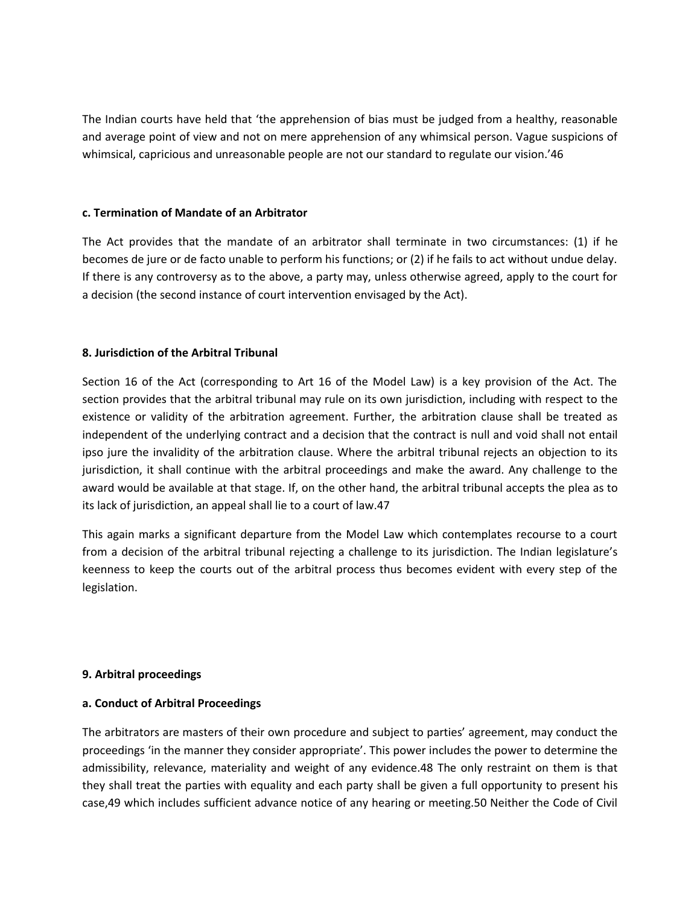The Indian courts have held that 'the apprehension of bias must be judged from a healthy, reasonable and average point of view and not on mere apprehension of any whimsical person. Vague suspicions of whimsical, capricious and unreasonable people are not our standard to regulate our vision.'[46]

**c. Termination of Mandate of an Arbitrator**

The Act provides that the mandate of an arbitrator shall terminate in two circumstances: (1) if he becomes de jure or de facto unable to perform his functions; or (2) if he fails to act without undue delay. If there is any controversy as to the above, a party may, unless otherwise agreed, apply to the court for a decision (the second instance of court intervention envisaged by the Act).

## 8. Jurisdiction of the Arbitral Tribunal

Section 16 of the Act (corresponding to Art 16 of the Model Law) is a key provision of the Act. The section provides that the arbitral tribunal may rule on its own jurisdiction, including with respect to the existence or validity of the arbitration agreement. Further, the arbitration clause shall be treated as independent of the underlying contract and a decision that the contract is null and void shall not entail ipso jure the invalidity of the arbitration clause. Where the arbitral tribunal rejects an objection to its jurisdiction, it shall continue with the arbitral proceedings and make the award. Any challenge to the award would be available at that stage. If, on the other hand, the arbitral tribunal accepts the plea as to its lack of jurisdiction, an appeal shall lie to a court of law.[47]

This again marks a significant departure from the Model Law which contemplates recourse to a court from a decision of the arbitral tribunal rejecting a challenge to its jurisdiction. The Indian legislature's keenness to keep the courts out of the arbitral process thus becomes evident with every step of the legislation.

## 9. Arbitral proceedings

**a. Conduct of Arbitral Proceedings**

The arbitrators are masters of their own procedure and subject to parties' agreement, may conduct the proceedings 'in the manner they consider appropriate'. This power includes the power to determine the admissibility, relevance, materiality and weight of any evidence.[48] The only restraint on them is that they shall treat the parties with equality and each party shall be given a full opportunity to present his case,[49] which includes sufficient advance notice of any hearing or meeting.[50] Neither the Code of Civil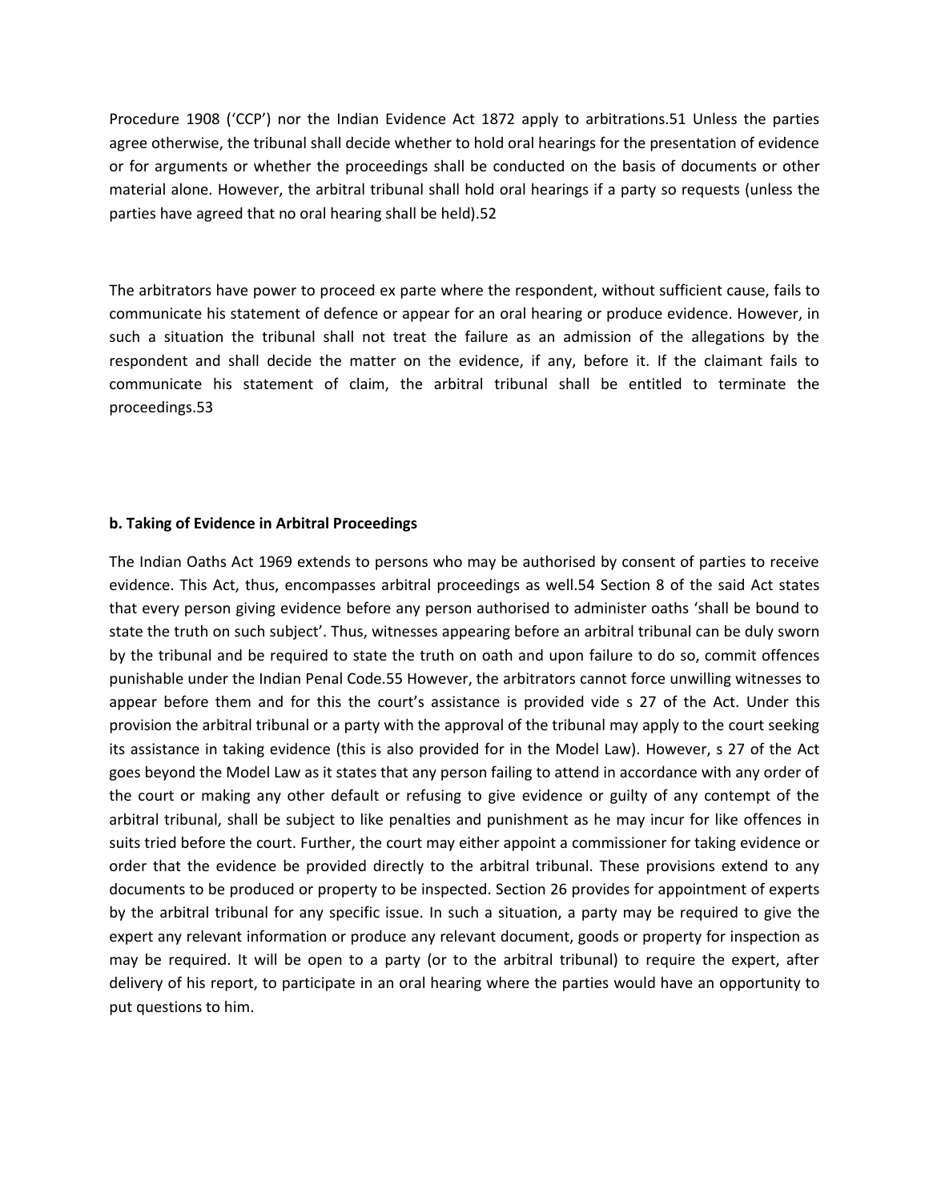Procedure 1908 ('CCP') nor the Indian Evidence Act 1872 apply to arbitrations.51 Unless the parties agree otherwise, the tribunal shall decide whether to hold oral hearings for the presentation of evidence or for arguments or whether the proceedings shall be conducted on the basis of documents or other material alone. However, the arbitral tribunal shall hold oral hearings if a party so requests (unless the parties have agreed that no oral hearing shall be held).52

The arbitrators have power to proceed ex parte where the respondent, without sufficient cause, fails to communicate his statement of defence or appear for an oral hearing or produce evidence. However, in such a situation the tribunal shall not treat the failure as an admission of the allegations by the respondent and shall decide the matter on the evidence, if any, before it. If the claimant fails to communicate his statement of claim, the arbitral tribunal shall be entitled to terminate the proceedings.53

**b. Taking of Evidence in Arbitral Proceedings**

The Indian Oaths Act 1969 extends to persons who may be authorised by consent of parties to receive evidence. This Act, thus, encompasses arbitral proceedings as well.54 Section 8 of the said Act states that every person giving evidence before any person authorised to administer oaths 'shall be bound to state the truth on such subject'. Thus, witnesses appearing before an arbitral tribunal can be duly sworn by the tribunal and be required to state the truth on oath and upon failure to do so, commit offences punishable under the Indian Penal Code.55 However, the arbitrators cannot force unwilling witnesses to appear before them and for this the court's assistance is provided vide s 27 of the Act. Under this provision the arbitral tribunal or a party with the approval of the tribunal may apply to the court seeking its assistance in taking evidence (this is also provided for in the Model Law). However, s 27 of the Act goes beyond the Model Law as it states that any person failing to attend in accordance with any order of the court or making any other default or refusing to give evidence or guilty of any contempt of the arbitral tribunal, shall be subject to like penalties and punishment as he may incur for like offences in suits tried before the court. Further, the court may either appoint a commissioner for taking evidence or order that the evidence be provided directly to the arbitral tribunal. These provisions extend to any documents to be produced or property to be inspected. Section 26 provides for appointment of experts by the arbitral tribunal for any specific issue. In such a situation, a party may be required to give the expert any relevant information or produce any relevant document, goods or property for inspection as may be required. It will be open to a party (or to the arbitral tribunal) to require the expert, after delivery of his report, to participate in an oral hearing where the parties would have an opportunity to put questions to him.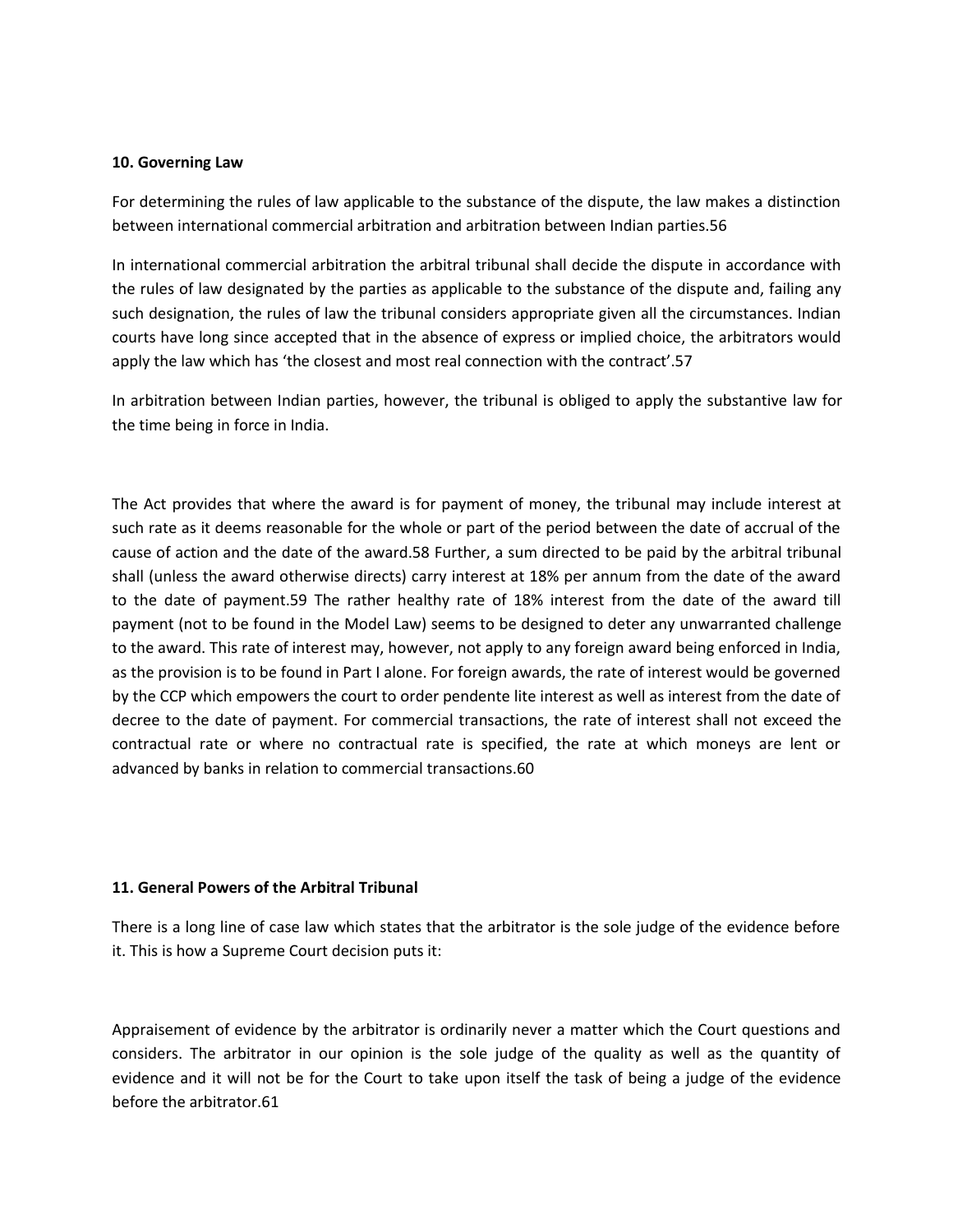**10. Governing Law**

For determining the rules of law applicable to the substance of the dispute, the law makes a distinction between international commercial arbitration and arbitration between Indian parties.[56]

In international commercial arbitration the arbitral tribunal shall decide the dispute in accordance with the rules of law designated by the parties as applicable to the substance of the dispute and, failing any such designation, the rules of law the tribunal considers appropriate given all the circumstances. Indian courts have long since accepted that in the absence of express or implied choice, the arbitrators would apply the law which has 'the closest and most real connection with the contract'.[57]

In arbitration between Indian parties, however, the tribunal is obliged to apply the substantive law for the time being in force in India.

The Act provides that where the award is for payment of money, the tribunal may include interest at such rate as it deems reasonable for the whole or part of the period between the date of accrual of the cause of action and the date of the award.[58] Further, a sum directed to be paid by the arbitral tribunal shall (unless the award otherwise directs) carry interest at 18% per annum from the date of the award to the date of payment.[59] The rather healthy rate of 18% interest from the date of the award till payment (not to be found in the Model Law) seems to be designed to deter any unwarranted challenge to the award. This rate of interest may, however, not apply to any foreign award being enforced in India, as the provision is to be found in Part I alone. For foreign awards, the rate of interest would be governed by the CCP which empowers the court to order pendente lite interest as well as interest from the date of decree to the date of payment. For commercial transactions, the rate of interest shall not exceed the contractual rate or where no contractual rate is specified, the rate at which moneys are lent or advanced by banks in relation to commercial transactions.[60]

**11. General Powers of the Arbitral Tribunal**

There is a long line of case law which states that the arbitrator is the sole judge of the evidence before it. This is how a Supreme Court decision puts it:

Appraisement of evidence by the arbitrator is ordinarily never a matter which the Court questions and considers. The arbitrator in our opinion is the sole judge of the quality as well as the quantity of evidence and it will not be for the Court to take upon itself the task of being a judge of the evidence before the arbitrator.[61]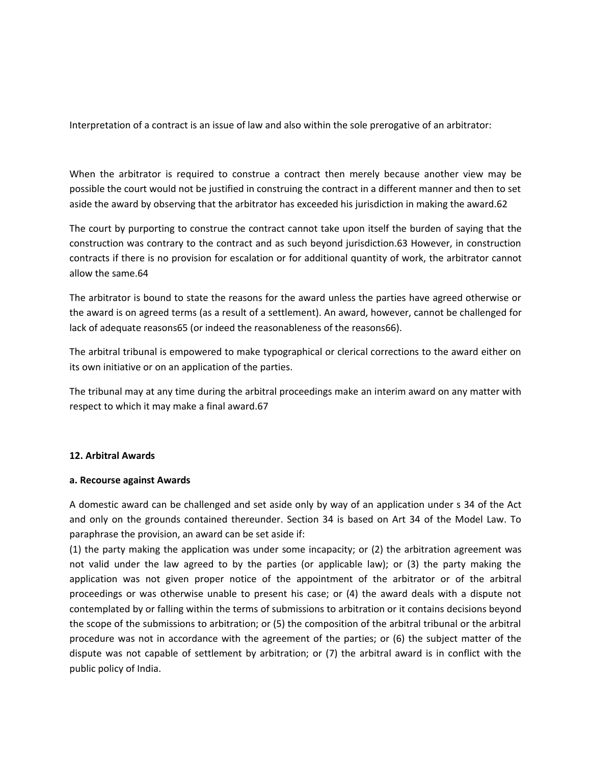Interpretation of a contract is an issue of law and also within the sole prerogative of an arbitrator:

When the arbitrator is required to construe a contract then merely because another view may be possible the court would not be justified in construing the contract in a different manner and then to set aside the award by observing that the arbitrator has exceeded his jurisdiction in making the award.[62]

The court by purporting to construe the contract cannot take upon itself the burden of saying that the construction was contrary to the contract and as such beyond jurisdiction.[63] However, in construction contracts if there is no provision for escalation or for additional quantity of work, the arbitrator cannot allow the same.[64]

The arbitrator is bound to state the reasons for the award unless the parties have agreed otherwise or the award is on agreed terms (as a result of a settlement). An award, however, cannot be challenged for lack of adequate reasons[65] (or indeed the reasonableness of the reasons[66]).

The arbitral tribunal is empowered to make typographical or clerical corrections to the award either on its own initiative or on an application of the parties.

The tribunal may at any time during the arbitral proceedings make an interim award on any matter with respect to which it may make a final award.[67]

**12. Arbitral Awards**

**a. Recourse against Awards**

A domestic award can be challenged and set aside only by way of an application under s 34 of the Act and only on the grounds contained thereunder. Section 34 is based on Art 34 of the Model Law. To paraphrase the provision, an award can be set aside if:
(1) the party making the application was under some incapacity; or (2) the arbitration agreement was not valid under the law agreed to by the parties (or applicable law); or (3) the party making the application was not given proper notice of the appointment of the arbitrator or of the arbitral proceedings or was otherwise unable to present his case; or (4) the award deals with a dispute not contemplated by or falling within the terms of submissions to arbitration or it contains decisions beyond the scope of the submissions to arbitration; or (5) the composition of the arbitral tribunal or the arbitral procedure was not in accordance with the agreement of the parties; or (6) the subject matter of the dispute was not capable of settlement by arbitration; or (7) the arbitral award is in conflict with the public policy of India.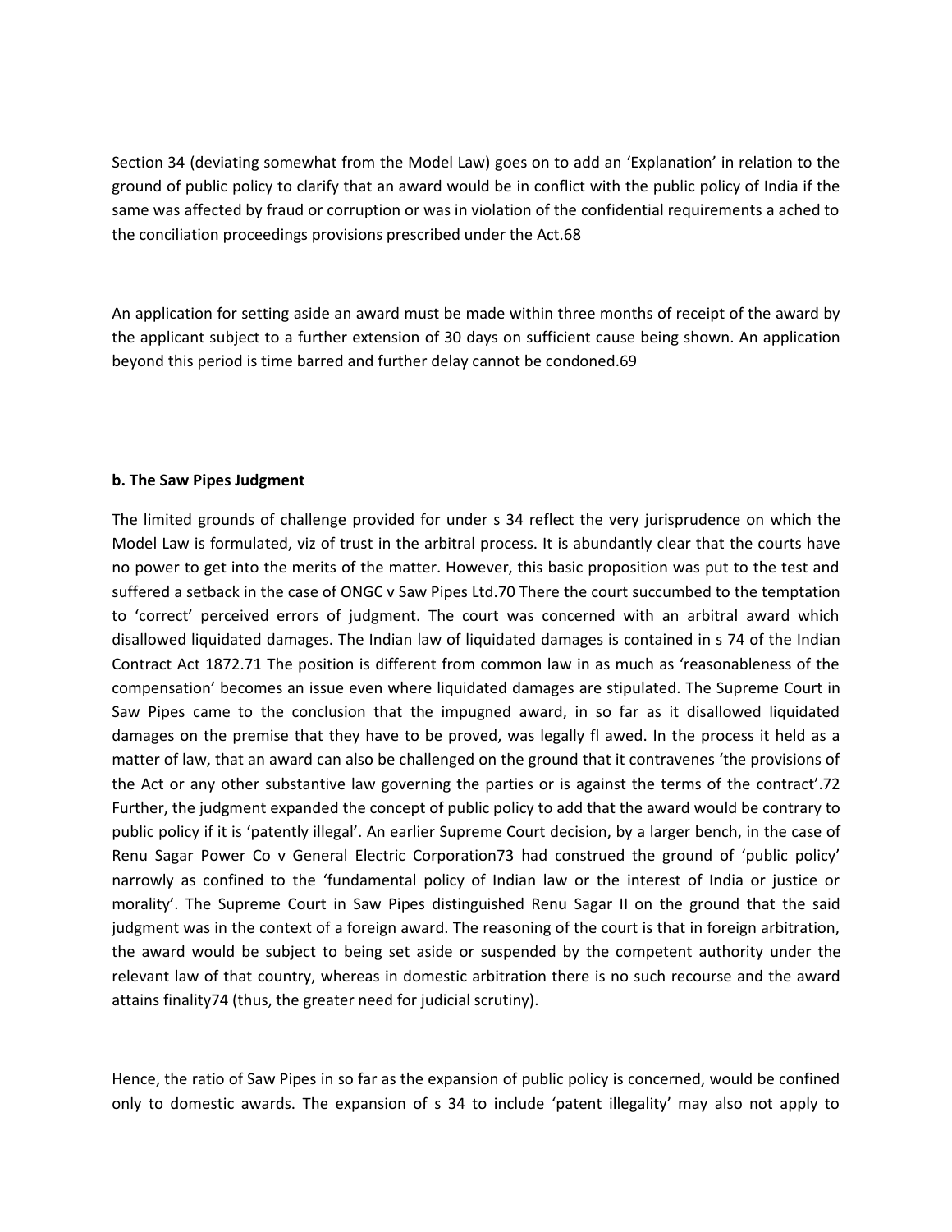Section 34 (deviating somewhat from the Model Law) goes on to add an 'Explanation' in relation to the ground of public policy to clarify that an award would be in conflict with the public policy of India if the same was affected by fraud or corruption or was in violation of the confidential requirements a ached to the conciliation proceedings provisions prescribed under the Act.68

An application for setting aside an award must be made within three months of receipt of the award by the applicant subject to a further extension of 30 days on sufficient cause being shown. An application beyond this period is time barred and further delay cannot be condoned.69

**b. The Saw Pipes Judgment**

The limited grounds of challenge provided for under s 34 reflect the very jurisprudence on which the Model Law is formulated, viz of trust in the arbitral process. It is abundantly clear that the courts have no power to get into the merits of the matter. However, this basic proposition was put to the test and suffered a setback in the case of ONGC v Saw Pipes Ltd.70 There the court succumbed to the temptation to 'correct' perceived errors of judgment. The court was concerned with an arbitral award which disallowed liquidated damages. The Indian law of liquidated damages is contained in s 74 of the Indian Contract Act 1872.71 The position is different from common law in as much as 'reasonableness of the compensation' becomes an issue even where liquidated damages are stipulated. The Supreme Court in Saw Pipes came to the conclusion that the impugned award, in so far as it disallowed liquidated damages on the premise that they have to be proved, was legally fl awed. In the process it held as a matter of law, that an award can also be challenged on the ground that it contravenes 'the provisions of the Act or any other substantive law governing the parties or is against the terms of the contract'.72 Further, the judgment expanded the concept of public policy to add that the award would be contrary to public policy if it is 'patently illegal'. An earlier Supreme Court decision, by a larger bench, in the case of Renu Sagar Power Co v General Electric Corporation73 had construed the ground of 'public policy' narrowly as confined to the 'fundamental policy of Indian law or the interest of India or justice or morality'. The Supreme Court in Saw Pipes distinguished Renu Sagar II on the ground that the said judgment was in the context of a foreign award. The reasoning of the court is that in foreign arbitration, the award would be subject to being set aside or suspended by the competent authority under the relevant law of that country, whereas in domestic arbitration there is no such recourse and the award attains finality74 (thus, the greater need for judicial scrutiny).

Hence, the ratio of Saw Pipes in so far as the expansion of public policy is concerned, would be confined only to domestic awards. The expansion of s 34 to include 'patent illegality' may also not apply to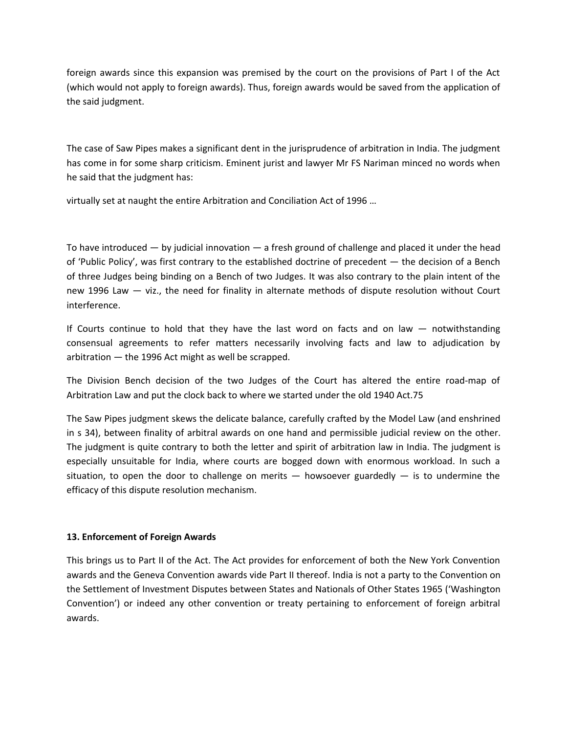foreign awards since this expansion was premised by the court on the provisions of Part I of the Act (which would not apply to foreign awards). Thus, foreign awards would be saved from the application of the said judgment.

The case of Saw Pipes makes a significant dent in the jurisprudence of arbitration in India. The judgment has come in for some sharp criticism. Eminent jurist and lawyer Mr FS Nariman minced no words when he said that the judgment has:

virtually set at naught the entire Arbitration and Conciliation Act of 1996 …

To have introduced — by judicial innovation — a fresh ground of challenge and placed it under the head of 'Public Policy', was first contrary to the established doctrine of precedent — the decision of a Bench of three Judges being binding on a Bench of two Judges. It was also contrary to the plain intent of the new 1996 Law — viz., the need for finality in alternate methods of dispute resolution without Court interference.

If Courts continue to hold that they have the last word on facts and on law — notwithstanding consensual agreements to refer matters necessarily involving facts and law to adjudication by arbitration — the 1996 Act might as well be scrapped.

The Division Bench decision of the two Judges of the Court has altered the entire road-map of Arbitration Law and put the clock back to where we started under the old 1940 Act.[75]

The Saw Pipes judgment skews the delicate balance, carefully crafted by the Model Law (and enshrined in s 34), between finality of arbitral awards on one hand and permissible judicial review on the other. The judgment is quite contrary to both the letter and spirit of arbitration law in India. The judgment is especially unsuitable for India, where courts are bogged down with enormous workload. In such a situation, to open the door to challenge on merits — howsoever guardedly — is to undermine the efficacy of this dispute resolution mechanism.

**13. Enforcement of Foreign Awards**

This brings us to Part II of the Act. The Act provides for enforcement of both the New York Convention awards and the Geneva Convention awards vide Part II thereof. India is not a party to the Convention on the Settlement of Investment Disputes between States and Nationals of Other States 1965 ('Washington Convention') or indeed any other convention or treaty pertaining to enforcement of foreign arbitral awards.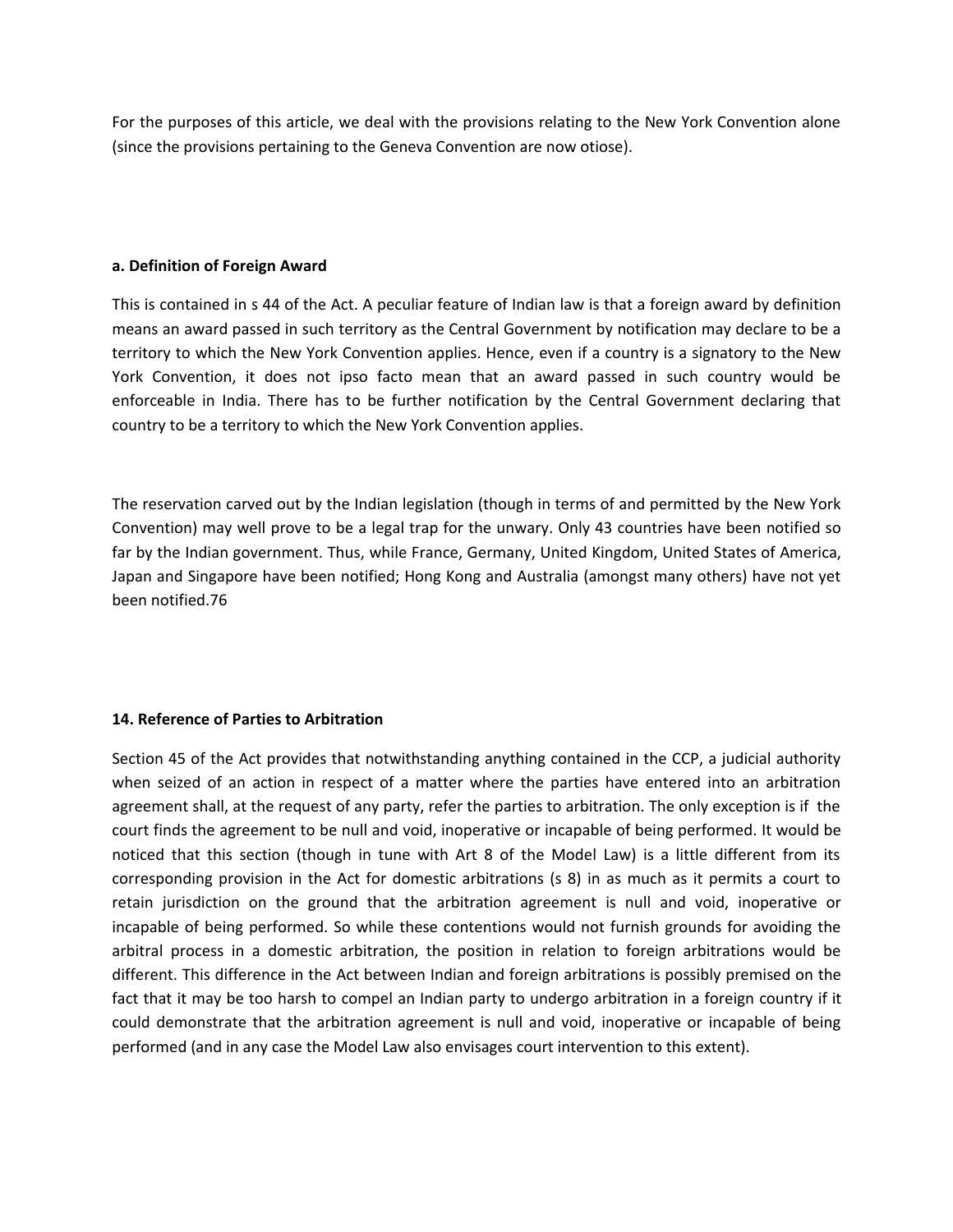For the purposes of this article, we deal with the provisions relating to the New York Convention alone (since the provisions pertaining to the Geneva Convention are now otiose).

#### a. Definition of Foreign Award

This is contained in s 44 of the Act. A peculiar feature of Indian law is that a foreign award by definition means an award passed in such territory as the Central Government by notification may declare to be a territory to which the New York Convention applies. Hence, even if a country is a signatory to the New York Convention, it does not ipso facto mean that an award passed in such country would be enforceable in India. There has to be further notification by the Central Government declaring that country to be a territory to which the New York Convention applies.

The reservation carved out by the Indian legislation (though in terms of and permitted by the New York Convention) may well prove to be a legal trap for the unwary. Only 43 countries have been notified so far by the Indian government. Thus, while France, Germany, United Kingdom, United States of America, Japan and Singapore have been notified; Hong Kong and Australia (amongst many others) have not yet been notified.76

#### 14. Reference of Parties to Arbitration

Section 45 of the Act provides that notwithstanding anything contained in the CCP, a judicial authority when seized of an action in respect of a matter where the parties have entered into an arbitration agreement shall, at the request of any party, refer the parties to arbitration. The only exception is if the court finds the agreement to be null and void, inoperative or incapable of being performed. It would be noticed that this section (though in tune with Art 8 of the Model Law) is a little different from its corresponding provision in the Act for domestic arbitrations (s 8) in as much as it permits a court to retain jurisdiction on the ground that the arbitration agreement is null and void, inoperative or incapable of being performed. So while these contentions would not furnish grounds for avoiding the arbitral process in a domestic arbitration, the position in relation to foreign arbitrations would be different. This difference in the Act between Indian and foreign arbitrations is possibly premised on the fact that it may be too harsh to compel an Indian party to undergo arbitration in a foreign country if it could demonstrate that the arbitration agreement is null and void, inoperative or incapable of being performed (and in any case the Model Law also envisages court intervention to this extent).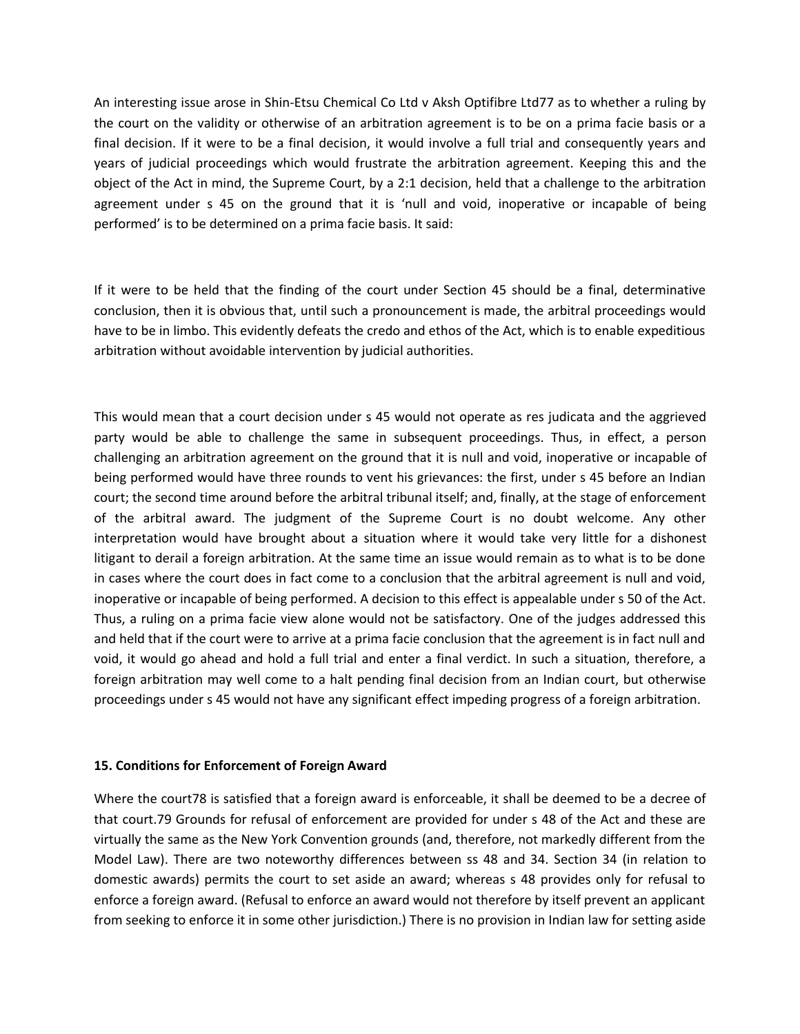An interesting issue arose in Shin-Etsu Chemical Co Ltd v Aksh Optifibre Ltd[77] as to whether a ruling by the court on the validity or otherwise of an arbitration agreement is to be on a prima facie basis or a final decision. If it were to be a final decision, it would involve a full trial and consequently years and years of judicial proceedings which would frustrate the arbitration agreement. Keeping this and the object of the Act in mind, the Supreme Court, by a 2:1 decision, held that a challenge to the arbitration agreement under s 45 on the ground that it is 'null and void, inoperative or incapable of being performed' is to be determined on a prima facie basis. It said:

If it were to be held that the finding of the court under Section 45 should be a final, determinative conclusion, then it is obvious that, until such a pronouncement is made, the arbitral proceedings would have to be in limbo. This evidently defeats the credo and ethos of the Act, which is to enable expeditious arbitration without avoidable intervention by judicial authorities.

This would mean that a court decision under s 45 would not operate as res judicata and the aggrieved party would be able to challenge the same in subsequent proceedings. Thus, in effect, a person challenging an arbitration agreement on the ground that it is null and void, inoperative or incapable of being performed would have three rounds to vent his grievances: the first, under s 45 before an Indian court; the second time around before the arbitral tribunal itself; and, finally, at the stage of enforcement of the arbitral award. The judgment of the Supreme Court is no doubt welcome. Any other interpretation would have brought about a situation where it would take very little for a dishonest litigant to derail a foreign arbitration. At the same time an issue would remain as to what is to be done in cases where the court does in fact come to a conclusion that the arbitral agreement is null and void, inoperative or incapable of being performed. A decision to this effect is appealable under s 50 of the Act. Thus, a ruling on a prima facie view alone would not be satisfactory. One of the judges addressed this and held that if the court were to arrive at a prima facie conclusion that the agreement is in fact null and void, it would go ahead and hold a full trial and enter a final verdict. In such a situation, therefore, a foreign arbitration may well come to a halt pending final decision from an Indian court, but otherwise proceedings under s 45 would not have any significant effect impeding progress of a foreign arbitration.

**15. Conditions for Enforcement of Foreign Award**

Where the court[78] is satisfied that a foreign award is enforceable, it shall be deemed to be a decree of that court.[79] Grounds for refusal of enforcement are provided for under s 48 of the Act and these are virtually the same as the New York Convention grounds (and, therefore, not markedly different from the Model Law). There are two noteworthy differences between ss 48 and 34. Section 34 (in relation to domestic awards) permits the court to set aside an award; whereas s 48 provides only for refusal to enforce a foreign award. (Refusal to enforce an award would not therefore by itself prevent an applicant from seeking to enforce it in some other jurisdiction.) There is no provision in Indian law for setting aside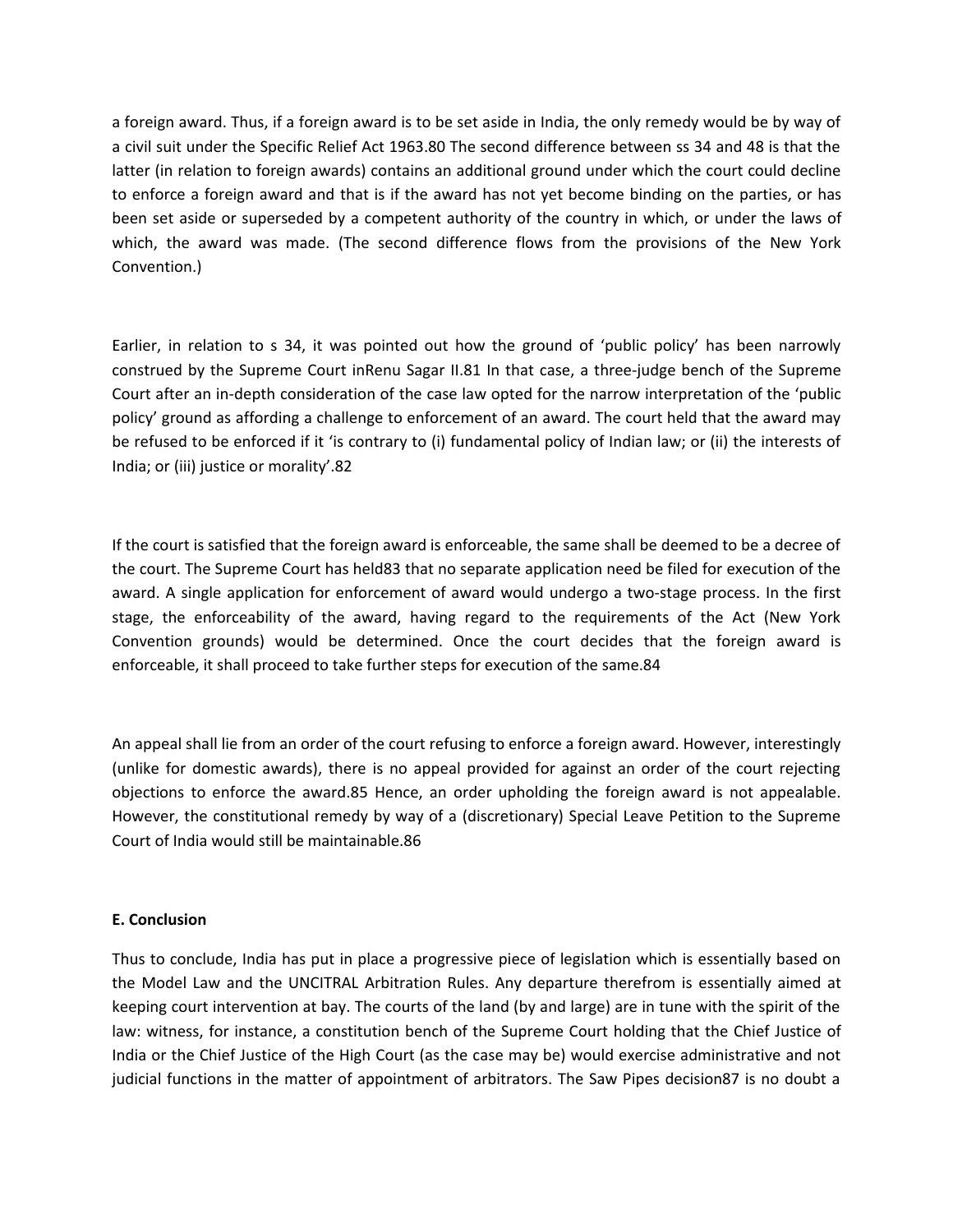a foreign award. Thus, if a foreign award is to be set aside in India, the only remedy would be by way of a civil suit under the Specific Relief Act 1963.[80] The second difference between ss 34 and 48 is that the latter (in relation to foreign awards) contains an additional ground under which the court could decline to enforce a foreign award and that is if the award has not yet become binding on the parties, or has been set aside or superseded by a competent authority of the country in which, or under the laws of which, the award was made. (The second difference flows from the provisions of the New York Convention.)

Earlier, in relation to s 34, it was pointed out how the ground of 'public policy' has been narrowly construed by the Supreme Court inRenu Sagar II.[81] In that case, a three-judge bench of the Supreme Court after an in-depth consideration of the case law opted for the narrow interpretation of the 'public policy' ground as affording a challenge to enforcement of an award. The court held that the award may be refused to be enforced if it 'is contrary to (i) fundamental policy of Indian law; or (ii) the interests of India; or (iii) justice or morality'.[82]

If the court is satisfied that the foreign award is enforceable, the same shall be deemed to be a decree of the court. The Supreme Court has held[83] that no separate application need be filed for execution of the award. A single application for enforcement of award would undergo a two-stage process. In the first stage, the enforceability of the award, having regard to the requirements of the Act (New York Convention grounds) would be determined. Once the court decides that the foreign award is enforceable, it shall proceed to take further steps for execution of the same.[84]

An appeal shall lie from an order of the court refusing to enforce a foreign award. However, interestingly (unlike for domestic awards), there is no appeal provided for against an order of the court rejecting objections to enforce the award.[85] Hence, an order upholding the foreign award is not appealable. However, the constitutional remedy by way of a (discretionary) Special Leave Petition to the Supreme Court of India would still be maintainable.[86]

**E. Conclusion**

Thus to conclude, India has put in place a progressive piece of legislation which is essentially based on the Model Law and the UNCITRAL Arbitration Rules. Any departure therefrom is essentially aimed at keeping court intervention at bay. The courts of the land (by and large) are in tune with the spirit of the law: witness, for instance, a constitution bench of the Supreme Court holding that the Chief Justice of India or the Chief Justice of the High Court (as the case may be) would exercise administrative and not judicial functions in the matter of appointment of arbitrators. The Saw Pipes decision[87] is no doubt a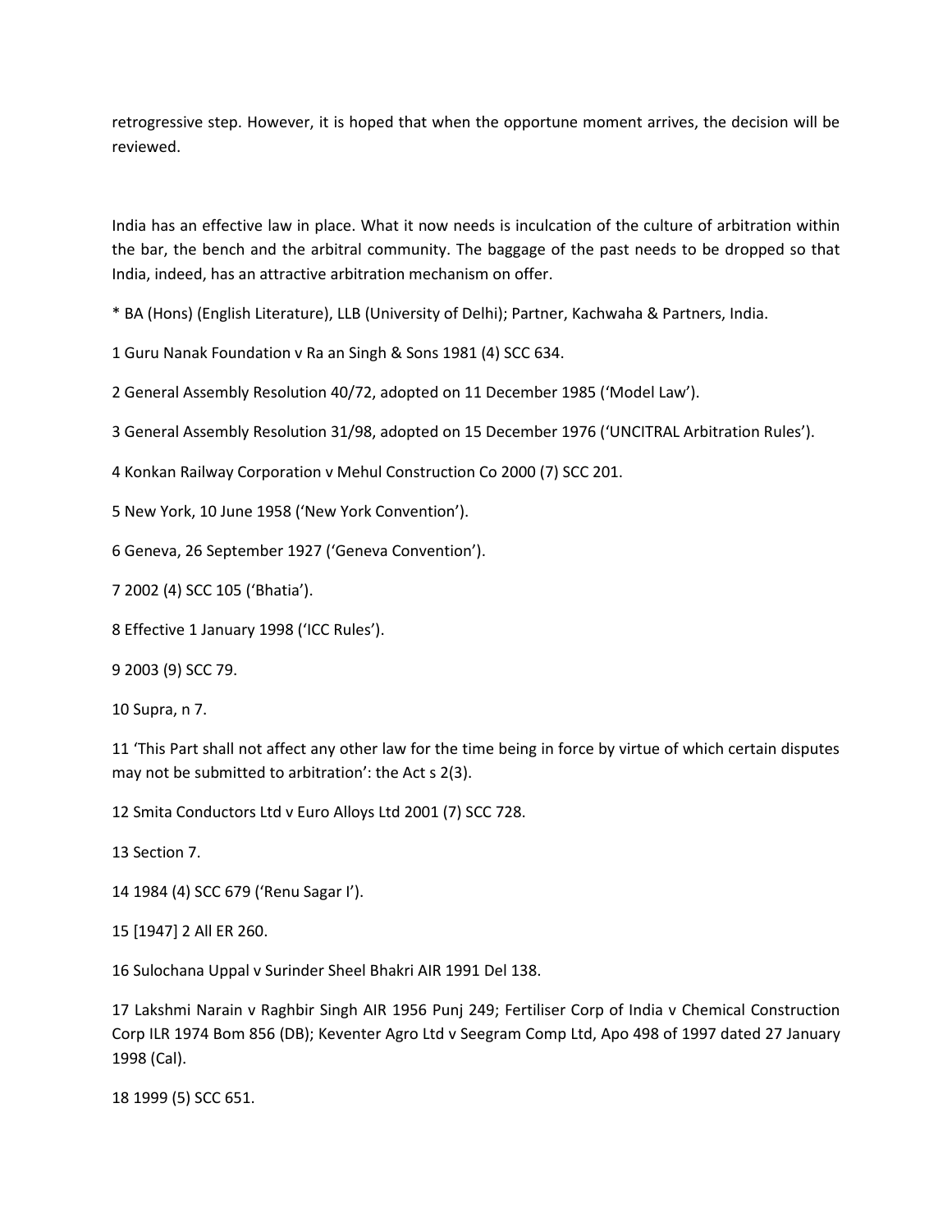retrogressive step. However, it is hoped that when the opportune moment arrives, the decision will be reviewed.

India has an effective law in place. What it now needs is inculcation of the culture of arbitration within the bar, the bench and the arbitral community. The baggage of the past needs to be dropped so that India, indeed, has an attractive arbitration mechanism on offer.

* BA (Hons) (English Literature), LLB (University of Delhi); Partner, Kachwaha & Partners, India.

1 Guru Nanak Foundation v Ra an Singh & Sons 1981 (4) SCC 634.

2 General Assembly Resolution 40/72, adopted on 11 December 1985 ('Model Law').

3 General Assembly Resolution 31/98, adopted on 15 December 1976 ('UNCITRAL Arbitration Rules').

4 Konkan Railway Corporation v Mehul Construction Co 2000 (7) SCC 201.

5 New York, 10 June 1958 ('New York Convention').

6 Geneva, 26 September 1927 ('Geneva Convention').

7 2002 (4) SCC 105 ('Bhatia').

8 Effective 1 January 1998 ('ICC Rules').

9 2003 (9) SCC 79.

10 Supra, n 7.

11 'This Part shall not affect any other law for the time being in force by virtue of which certain disputes may not be submitted to arbitration': the Act s 2(3).

12 Smita Conductors Ltd v Euro Alloys Ltd 2001 (7) SCC 728.

13 Section 7.

14 1984 (4) SCC 679 ('Renu Sagar I').

15 [1947] 2 All ER 260.

16 Sulochana Uppal v Surinder Sheel Bhakri AIR 1991 Del 138.

17 Lakshmi Narain v Raghbir Singh AIR 1956 Punj 249; Fertiliser Corp of India v Chemical Construction Corp ILR 1974 Bom 856 (DB); Keventer Agro Ltd v Seegram Comp Ltd, Apo 498 of 1997 dated 27 January 1998 (Cal).

18 1999 (5) SCC 651.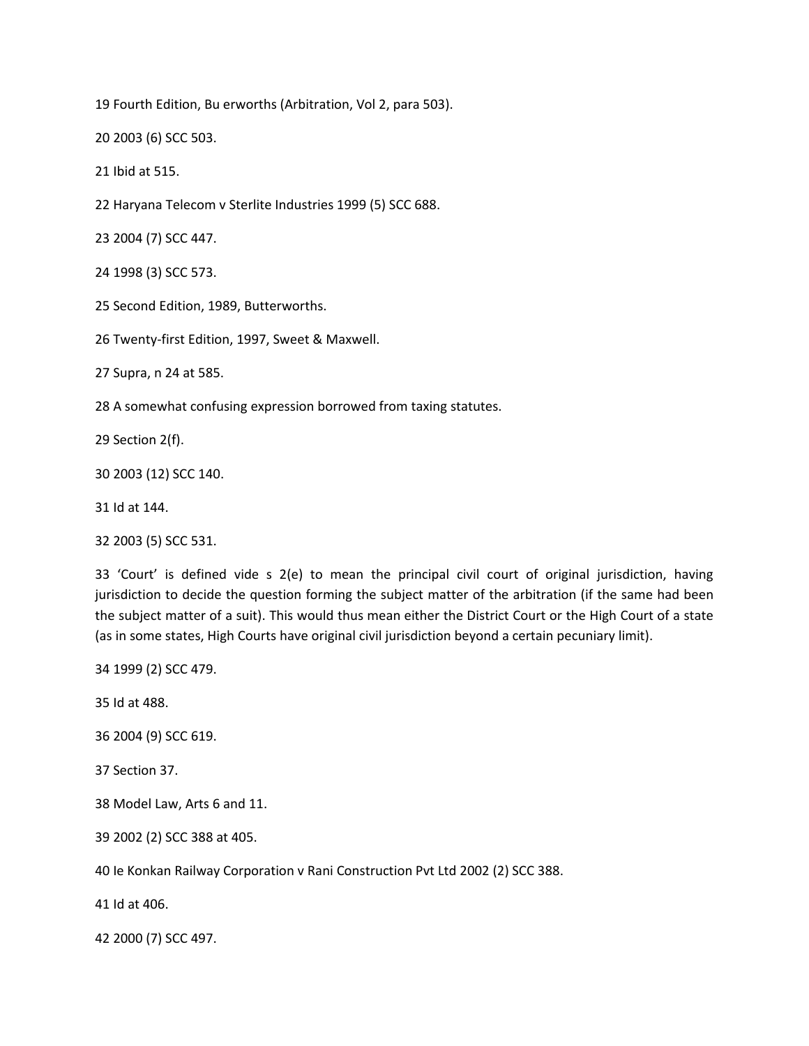19 Fourth Edition, Bu erworths (Arbitration, Vol 2, para 503).

20 2003 (6) SCC 503.

21 Ibid at 515.

22 Haryana Telecom v Sterlite Industries 1999 (5) SCC 688.

23 2004 (7) SCC 447.

24 1998 (3) SCC 573.

25 Second Edition, 1989, Butterworths.

26 Twenty-first Edition, 1997, Sweet & Maxwell.

27 Supra, n 24 at 585.

28 A somewhat confusing expression borrowed from taxing statutes.

29 Section 2(f).

30 2003 (12) SCC 140.

31 Id at 144.

32 2003 (5) SCC 531.

33 'Court' is defined vide s 2(e) to mean the principal civil court of original jurisdiction, having jurisdiction to decide the question forming the subject matter of the arbitration (if the same had been the subject matter of a suit). This would thus mean either the District Court or the High Court of a state (as in some states, High Courts have original civil jurisdiction beyond a certain pecuniary limit).

34 1999 (2) SCC 479.

35 Id at 488.

36 2004 (9) SCC 619.

37 Section 37.

38 Model Law, Arts 6 and 11.

39 2002 (2) SCC 388 at 405.

40 Ie Konkan Railway Corporation v Rani Construction Pvt Ltd 2002 (2) SCC 388.

41 Id at 406.

42 2000 (7) SCC 497.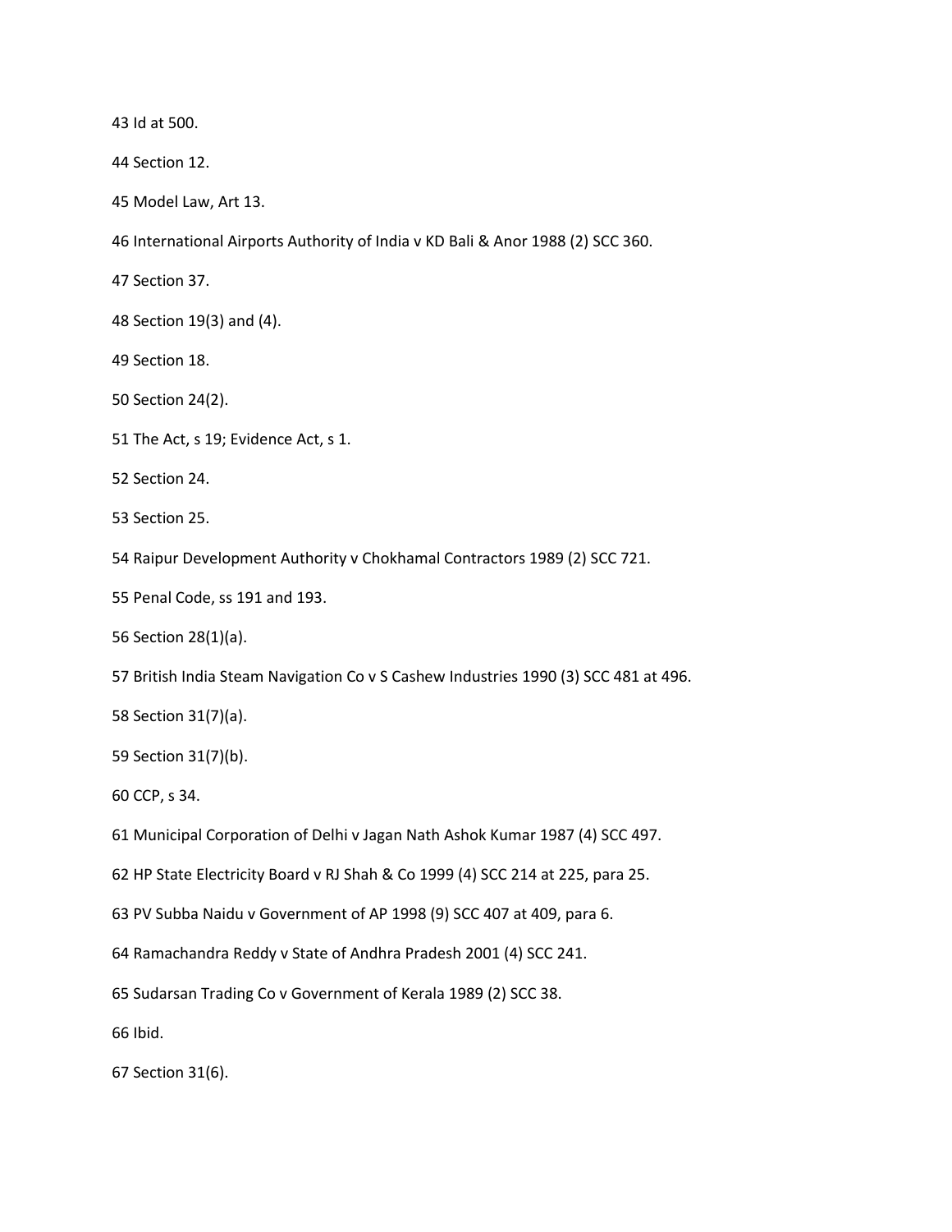43 Id at 500.

44 Section 12.

45 Model Law, Art 13.

46 International Airports Authority of India v KD Bali & Anor 1988 (2) SCC 360.

47 Section 37.

48 Section 19(3) and (4).

49 Section 18.

50 Section 24(2).

51 The Act, s 19; Evidence Act, s 1.

52 Section 24.

53 Section 25.

54 Raipur Development Authority v Chokhamal Contractors 1989 (2) SCC 721.

55 Penal Code, ss 191 and 193.

56 Section 28(1)(a).

57 British India Steam Navigation Co v S Cashew Industries 1990 (3) SCC 481 at 496.

58 Section 31(7)(a).

59 Section 31(7)(b).

60 CCP, s 34.

61 Municipal Corporation of Delhi v Jagan Nath Ashok Kumar 1987 (4) SCC 497.

62 HP State Electricity Board v RJ Shah & Co 1999 (4) SCC 214 at 225, para 25.

63 PV Subba Naidu v Government of AP 1998 (9) SCC 407 at 409, para 6.

64 Ramachandra Reddy v State of Andhra Pradesh 2001 (4) SCC 241.

65 Sudarsan Trading Co v Government of Kerala 1989 (2) SCC 38.

66 Ibid.

67 Section 31(6).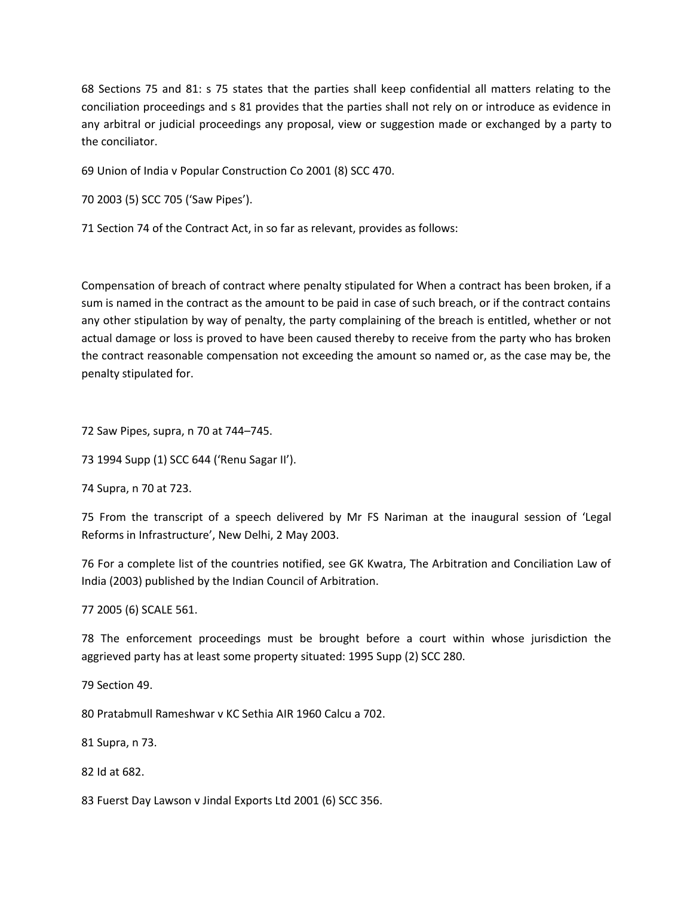68 Sections 75 and 81: s 75 states that the parties shall keep confidential all matters relating to the conciliation proceedings and s 81 provides that the parties shall not rely on or introduce as evidence in any arbitral or judicial proceedings any proposal, view or suggestion made or exchanged by a party to the conciliator.

69 Union of India v Popular Construction Co 2001 (8) SCC 470.

70 2003 (5) SCC 705 ('Saw Pipes').

71 Section 74 of the Contract Act, in so far as relevant, provides as follows:

Compensation of breach of contract where penalty stipulated for When a contract has been broken, if a sum is named in the contract as the amount to be paid in case of such breach, or if the contract contains any other stipulation by way of penalty, the party complaining of the breach is entitled, whether or not actual damage or loss is proved to have been caused thereby to receive from the party who has broken the contract reasonable compensation not exceeding the amount so named or, as the case may be, the penalty stipulated for.

72 Saw Pipes, supra, n 70 at 744–745.

73 1994 Supp (1) SCC 644 ('Renu Sagar II').

74 Supra, n 70 at 723.

75 From the transcript of a speech delivered by Mr FS Nariman at the inaugural session of 'Legal Reforms in Infrastructure', New Delhi, 2 May 2003.

76 For a complete list of the countries notified, see GK Kwatra, The Arbitration and Conciliation Law of India (2003) published by the Indian Council of Arbitration.

77 2005 (6) SCALE 561.

78 The enforcement proceedings must be brought before a court within whose jurisdiction the aggrieved party has at least some property situated: 1995 Supp (2) SCC 280.

79 Section 49.

80 Pratabmull Rameshwar v KC Sethia AIR 1960 Calcu a 702.

81 Supra, n 73.

82 Id at 682.

83 Fuerst Day Lawson v Jindal Exports Ltd 2001 (6) SCC 356.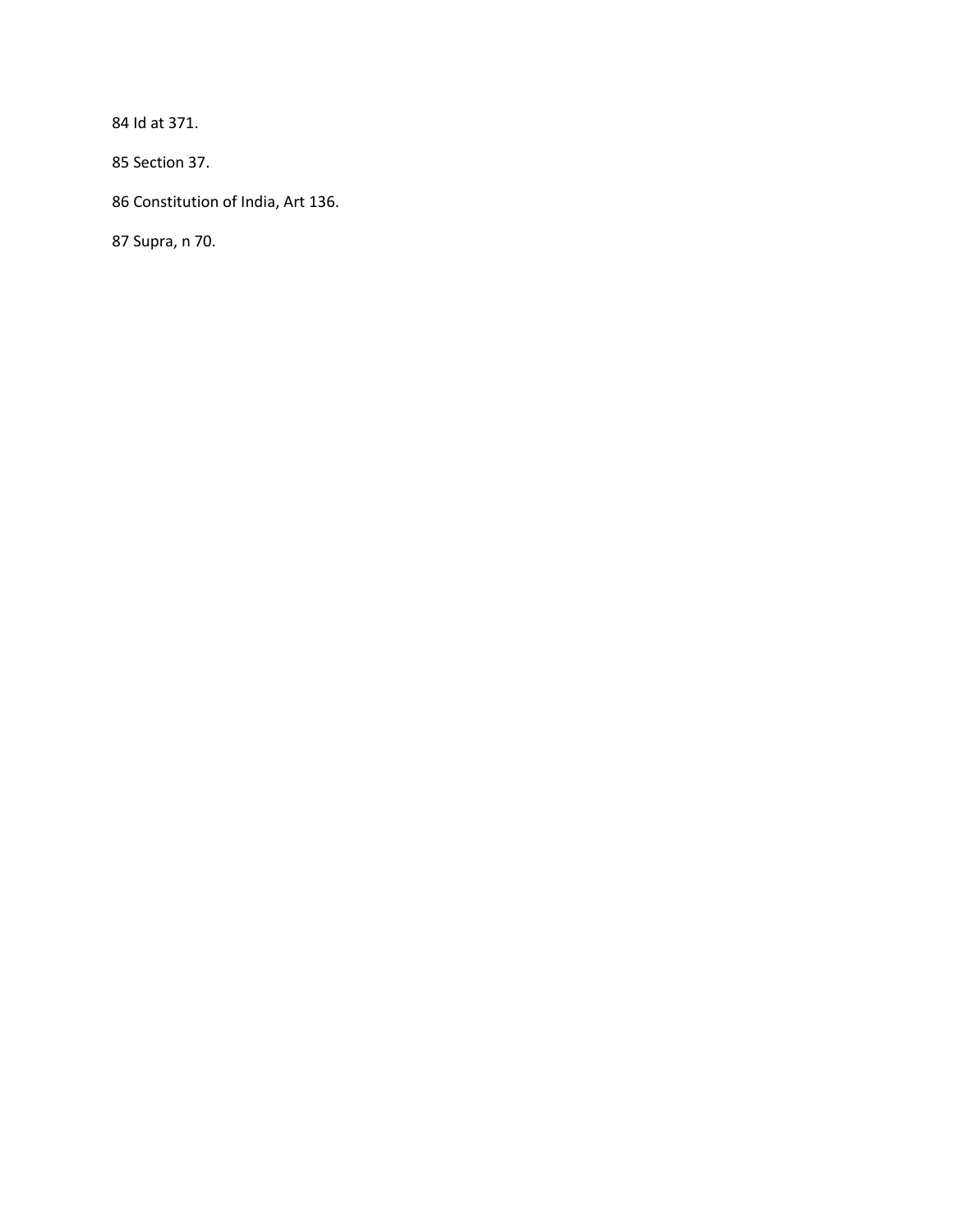84 Id at 371.

85 Section 37.

86 Constitution of India, Art 136.

87 Supra, n 70.